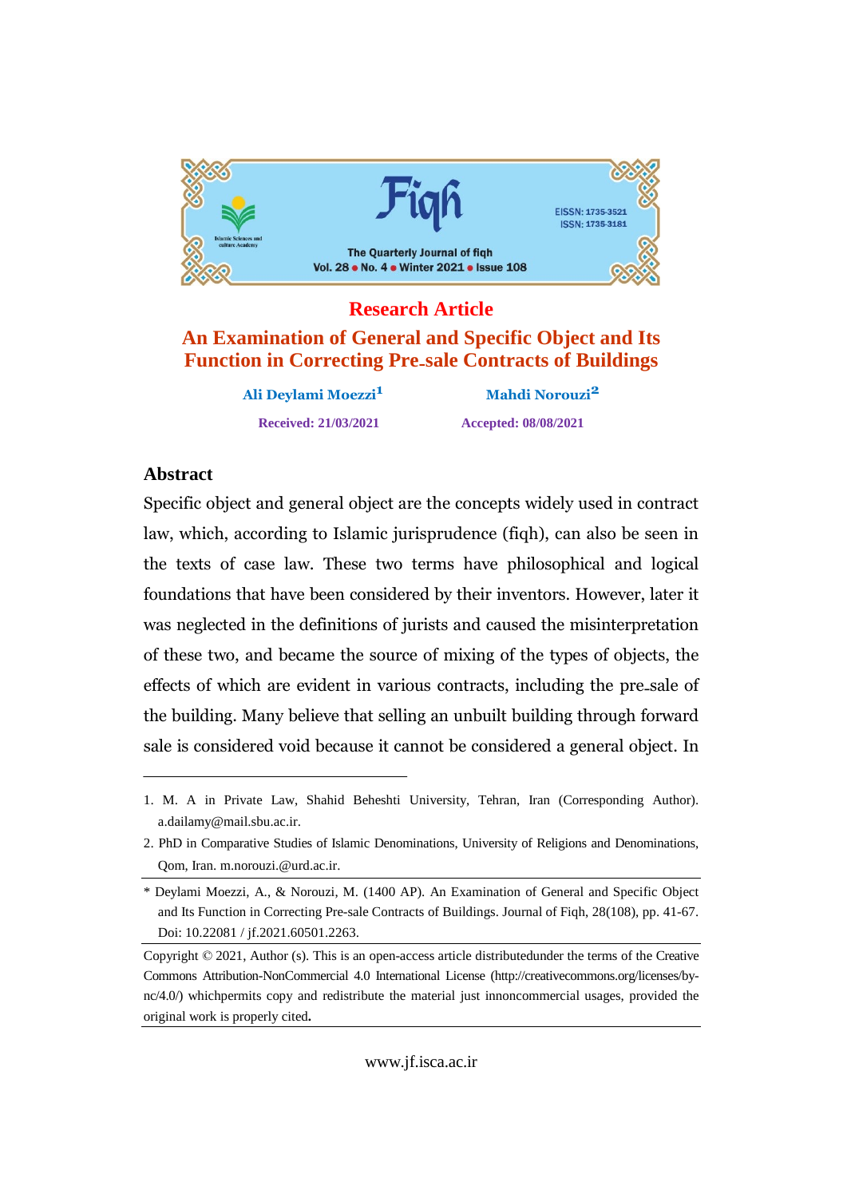Research Article

# An Examination of General and Specific Object and Its Function in Correcting Pre-sale Contracts of Buildings

**Ali Deylami Moezzi[1]** **Mahdi Norouzi[2]**

**Received: 21/03/2021** **Accepted: 08/08/2021**

## Abstract

Specific object and general object are the concepts widely used in contract law, which, according to Islamic jurisprudence (fiqh), can also be seen in the texts of case law. These two terms have philosophical and logical foundations that have been considered by their inventors. However, later it was neglected in the definitions of jurists and caused the misinterpretation of these two, and became the source of mixing of the types of objects, the effects of which are evident in various contracts, including the pre-sale of the building. Many believe that selling an unbuilt building through forward sale is considered void because it cannot be considered a general object. In

---

1. M. A in Private Law, Shahid Beheshti University, Tehran, Iran (Corresponding Author). a.dailamy@mail.sbu.ac.ir.

2. PhD in Comparative Studies of Islamic Denominations, University of Religions and Denominations, Qom, Iran. m.norouzi.@urd.ac.ir.

* Deylami Moezzi, A., & Norouzi, M. (1400 AP). An Examination of General and Specific Object and Its Function in Correcting Pre-sale Contracts of Buildings. Journal of Fiqh, 28(108), pp. 41-67. Doi: 10.22081 / jf.2021.60501.2263.

Copyright © 2021, Author (s). This is an open-access article distributedunder the terms of the Creative Commons Attribution-NonCommercial 4.0 International License (http://creativecommons.org/licenses/by-nc/4.0/) whichpermits copy and redistribute the material just innoncommercial usages, provided the original work is properly cited.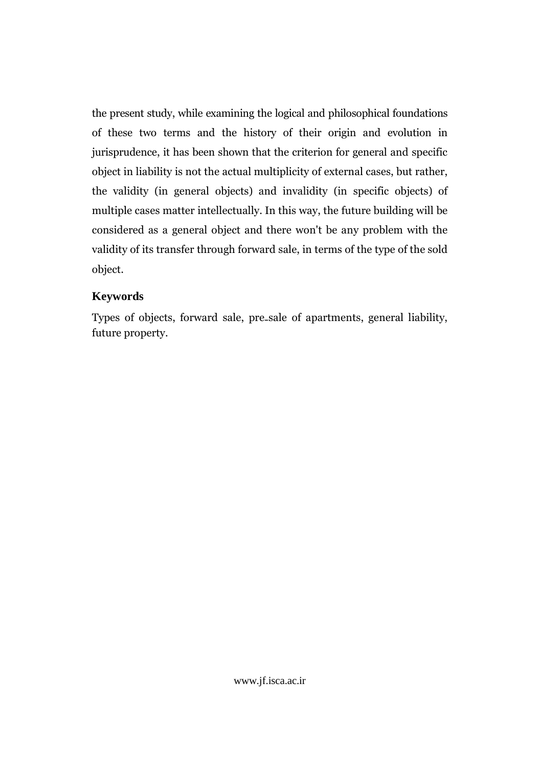the present study, while examining the logical and philosophical foundations of these two terms and the history of their origin and evolution in jurisprudence, it has been shown that the criterion for general and specific object in liability is not the actual multiplicity of external cases, but rather, the validity (in general objects) and invalidity (in specific objects) of multiple cases matter intellectually. In this way, the future building will be considered as a general object and there won't be any problem with the validity of its transfer through forward sale, in terms of the type of the sold object.

### Keywords

Types of objects, forward sale, pre_sale of apartments, general liability, future property.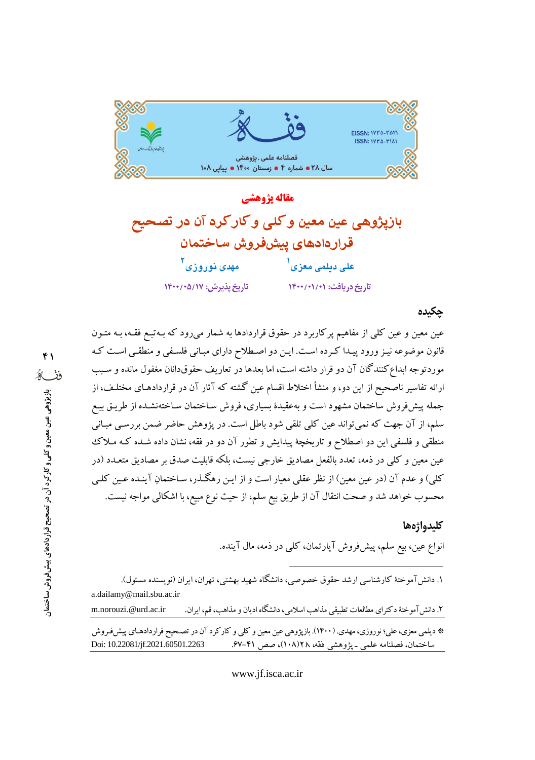مقاله پژوهشی

# بازپژوهی عین معین و کلی و کارکرد آن در تصحیح قراردادهای پیش‌فروش ساختمان

علی دیلمی معزی[1] مهدی نوروزی[2]

تاریخ دریافت: ۱۴۰۰/۰۱/۰۱ تاریخ پذیرش: ۱۴۰۰/۰۵/۱۷

## چکیده

عین معین و عین کلی از مفاهیم پرکاربرد در حقوق قراردادها به شمار می‌رود که به‌تبع فقه، به متون قانون موضوعه نیز ورود پیدا کرده است. این دو اصطلاح دارای مبانی فلسفی و منطقی است که موردتوجه ابداع‌کنندگان آن دو قرار داشته است، اما بعدها در تعاریف حقوق‌دانان مغفول مانده و سبب ارائه تفاسیر ناصحیح از این دو، و منشأ اختلاط اقسام عین گشته که آثار آن در قراردادهای مختلف، از جمله پیش‌فروش ساختمان مشهود است و به‌عقیدهٔ بسیاری، فروش ساختمان ساخته‌نشده از طریق بیع سلم، از آن جهت که نمی‌تواند عین کلی تلقی شود باطل است. در پژوهش حاضر ضمن بررسی مبانی منطقی و فلسفی این دو اصطلاح و تاریخچهٔ پیدایش و تطور آن دو در فقه، نشان داده شده که ملاک عین معین و کلی در ذمه، تعدد بالفعل مصادیق خارجی نیست، بلکه قابلیت صدق بر مصادیق متعدد (در کلی) و عدم آن (در عین معین) از نظر عقلی معیار است و از این رهگذر، ساختمانِ آینده عین کلی محسوب خواهد شد و صحت انتقال آن از طریق بیع سلم، از حیث نوع مبیع، با اشکالی مواجه نیست.

## کلیدواژه‌ها

انواع عین، بیع سلم، پیش‌فروش آپارتمان، کلی در ذمه، مال آینده.

---

۱. دانش‌آموختهٔ کارشناسی ارشد حقوق خصوصی، دانشگاه شهید بهشتی، تهران، ایران (نویسنده مسئول).
a.dailamy@mail.sbu.ac.ir

۲. دانش‌آموختهٔ دکترای مطالعات تطبیقی مذاهب اسلامی، دانشگاه ادیان و مذاهب، قم، ایران. m.norouzi.@urd.ac.ir

* دیلمی معزی، علی؛ نوروزی، مهدی. (۱۴۰۰). بازپژوهی عین معین و کلی و کارکرد آن در تصحیح قراردادهای پیش‌فروش ساختمان. فصلنامه علمی ـ پژوهشی فقه، ۲۸(۱۰۸)، صص ۴۱-۶۷. Doi: 10.22081/jf.2021.60501.2263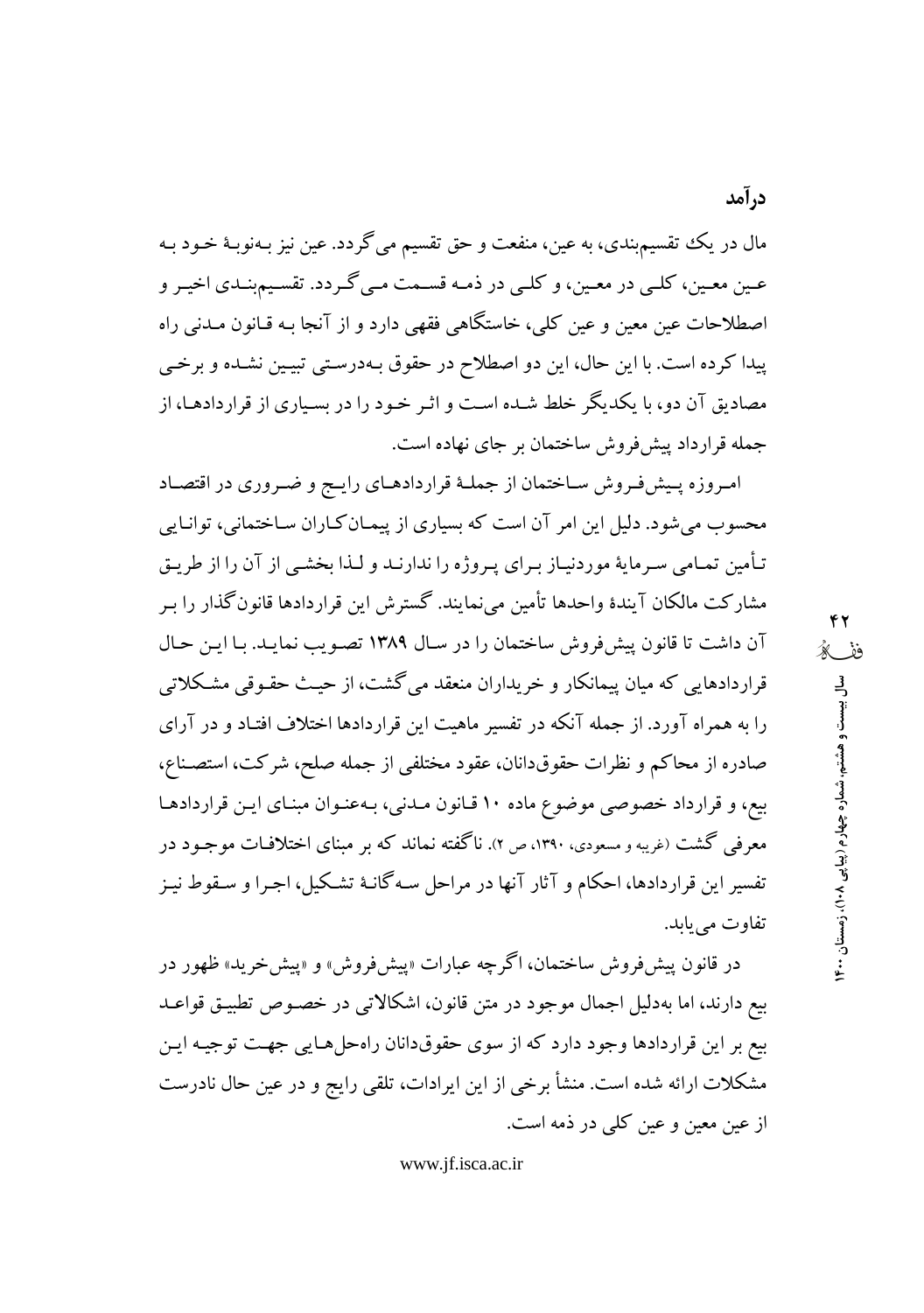## درآمد

مال در یک تقسیم‌بندی، به عین، منفعت و حق تقسیم می‌گردد. عین نیز به‌نوبهٔ خود به عین معین، کلی در معین، و کلی در ذمه قسمت می‌گردد. تقسیم‌بندی اخیر و اصطلاحات عین معین و عین کلی، خاستگاهی فقهی دارد و از آنجا به قانون مدنی راه پیدا کرده است. با این حال، این دو اصطلاح در حقوق به‌درستی تبیین نشده و برخی مصادیق آن دو، با یکدیگر خلط شده است و اثر خود را در بسیاری از قراردادها، از جمله قرارداد پیش‌فروش ساختمان بر جای نهاده است.

امروزه پیش‌فروش ساختمان از جملهٔ قراردادهای رایج و ضروری در اقتصاد محسوب می‌شود. دلیل این امر آن است که بسیاری از پیمانکاران ساختمانی، توانایی تأمین تمامی سرمایهٔ موردنیاز برای پروژه را ندارند و لذا بخشی از آن را از طریق مشارکت مالکان آیندهٔ واحدها تأمین می‌نمایند. گسترش این قراردادها قانون‌گذار را بر آن داشت تا قانون پیش‌فروش ساختمان را در سال ۱۳۸۹ تصویب نماید. با این حال قراردادهایی که میان پیمانکار و خریداران منعقد می‌گشت، از حیث حقوقی مشکلاتی را به همراه آورد. از جمله آنکه در تفسیر ماهیت این قراردادها اختلاف افتاد و در آرای صادره از محاکم و نظرات حقوق‌دانان، عقود مختلفی از جمله صلح، شرکت، استصناع، بیع، و قرارداد خصوصی موضوع ماده ۱۰ قانون مدنی، به‌عنوان مبنای این قراردادها معرفی گشت (غریبه و مسعودی، ۱۳۹۰، ص ۲). ناگفته نماند که بر مبنای اختلافات موجود در تفسیر این قراردادها، احکام و آثار آنها در مراحل سه‌گانهٔ تشکیل، اجرا و سقوط نیز تفاوت می‌یابد.

در قانون پیش‌فروش ساختمان، اگرچه عبارات «پیش‌فروش» و «پیش‌خرید» ظهور در بیع دارند، اما به‌دلیل اجمال موجود در متن قانون، اشکالاتی در خصوص تطبیق قواعد بیع بر این قراردادها وجود دارد که از سوی حقوق‌دانان راه‌حل‌هایی جهت توجیه این مشکلات ارائه شده است. منشأ برخی از این ایرادات، تلقی رایج و در عین حال نادرست از عین معین و عین کلی در ذمه است.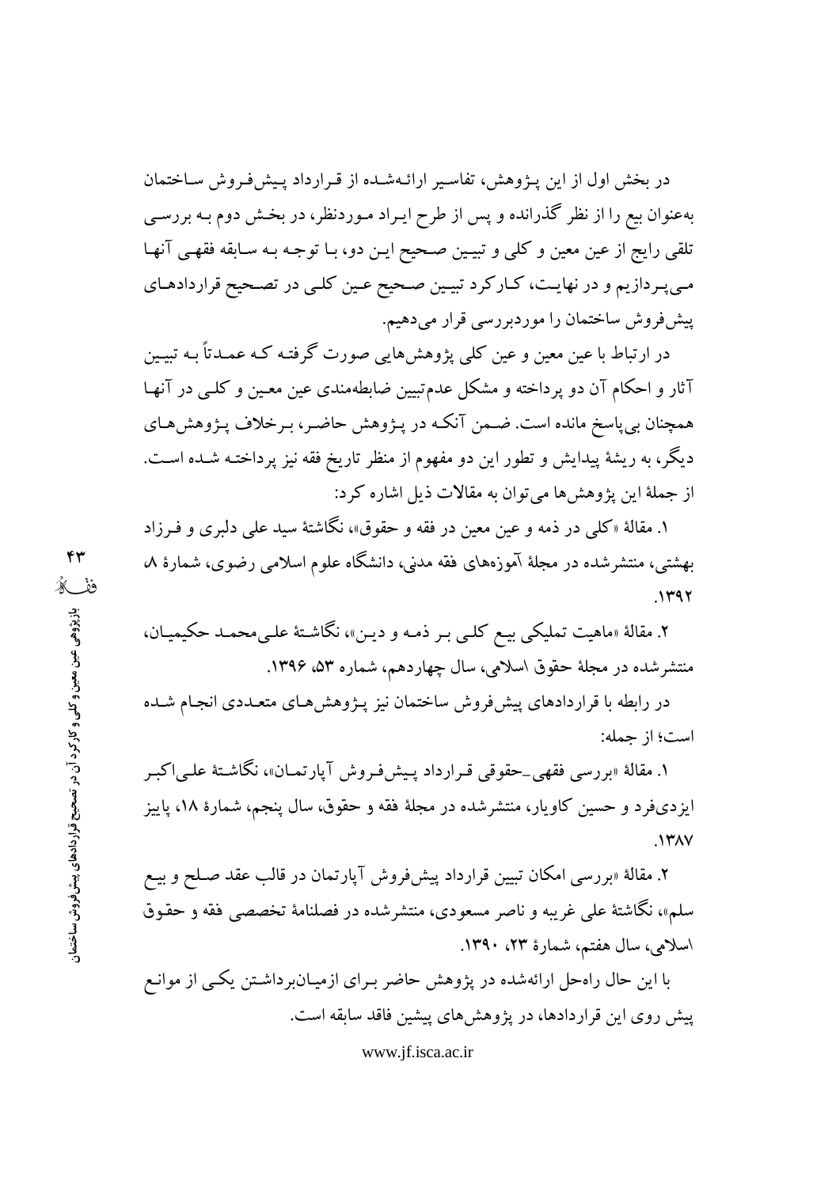در بخش اول از این پـژوهش، تفاسیر ارائه‌شـده از قـرارداد پـیش‌فـروش سـاختمان به‌عنوان بیع را از نظر گذرانده و پس از طرح ایـراد مـوردنظر، در بخـش دوم بـه بررسـی تلقی رایج از عین معین و کلی و تبیـین صـحیح ایـن دو، بـا توجـه بـه سـابقه فقهـی آنهـا مـی‌پـردازیم و در نهایـت، کـارکرد تبیـین صـحیح عـین کلـی در تصـحیح قراردادهـای پیش‌فروش ساختمان را موردبررسی قرار می‌دهیم.

در ارتباط با عین معین و عین کلی پژوهش‌هایی صورت گرفتـه کـه عمـدتاً بـه تبیـین آثار و احکام آن دو پرداخته و مشکل عدم‌تبیین ضابطه‌مندی عین معـین و کلـی در آنهـا همچنان بی‌پاسخ مانده است. ضـمن آنکـه در پـژوهش حاضـر، بـرخلاف پـژوهش‌هـای دیگر، به ریشهٔ پیدایش و تطور این دو مفهوم از منظر تاریخ فقه نیز پرداختـه شـده اسـت. از جملهٔ این پژوهش‌ها می‌توان به مقالات ذیل اشاره کرد:

۱. مقالهٔ «کلی در ذمه و عین معین در فقه و حقوق»، نگاشتهٔ سید علی دلبری و فـرزاد بهشتی، منتشرشده در مجلهٔ آموزه‌های فقه مدنی، دانشگاه علوم اسلامی رضوی، شمارهٔ ۸، ۱۳۹۲.

۲. مقالهٔ «ماهیت تملیکی بیـع کلـی بـر ذمـه و دیـن»، نگاشـتهٔ علی‌محمـد حکیمیـان، منتشرشده در مجلهٔ حقوق اسلامی، سال چهاردهم، شماره ۵۳، ۱۳۹۶.

در رابطه با قراردادهای پیش‌فروش ساختمان نیز پـژوهش‌هـای متعـددی انجـام شـده است؛ از جمله:

۱. مقالهٔ «بررسی فقهی-حقوقی قـرارداد پـیش‌فـروش آپارتمـان»، نگاشـتهٔ علی‌اکبـر ایزدی‌فرد و حسین کاویار، منتشرشده در مجلهٔ فقه و حقوق، سال پنجم، شمارهٔ ۱۸، پاییز ۱۳۸۷.

۲. مقالهٔ «بررسی امکان تبیین قرارداد پیش‌فروش آپارتمان در قالب عقد صـلح و بیـع سلم»، نگاشتهٔ علی غریبه و ناصر مسعودی، منتشرشده در فصلنامهٔ تخصصی فقه و حقـوق اسلامی، سال هفتم، شمارهٔ ۲۳، ۱۳۹۰.

با این حال راه‌حل ارائه‌شده در پژوهش حاضر بـرای ازمیـان‌برداشـتن یکـی از موانـع پیش روی این قراردادها، در پژوهش‌های پیشین فاقد سابقه است.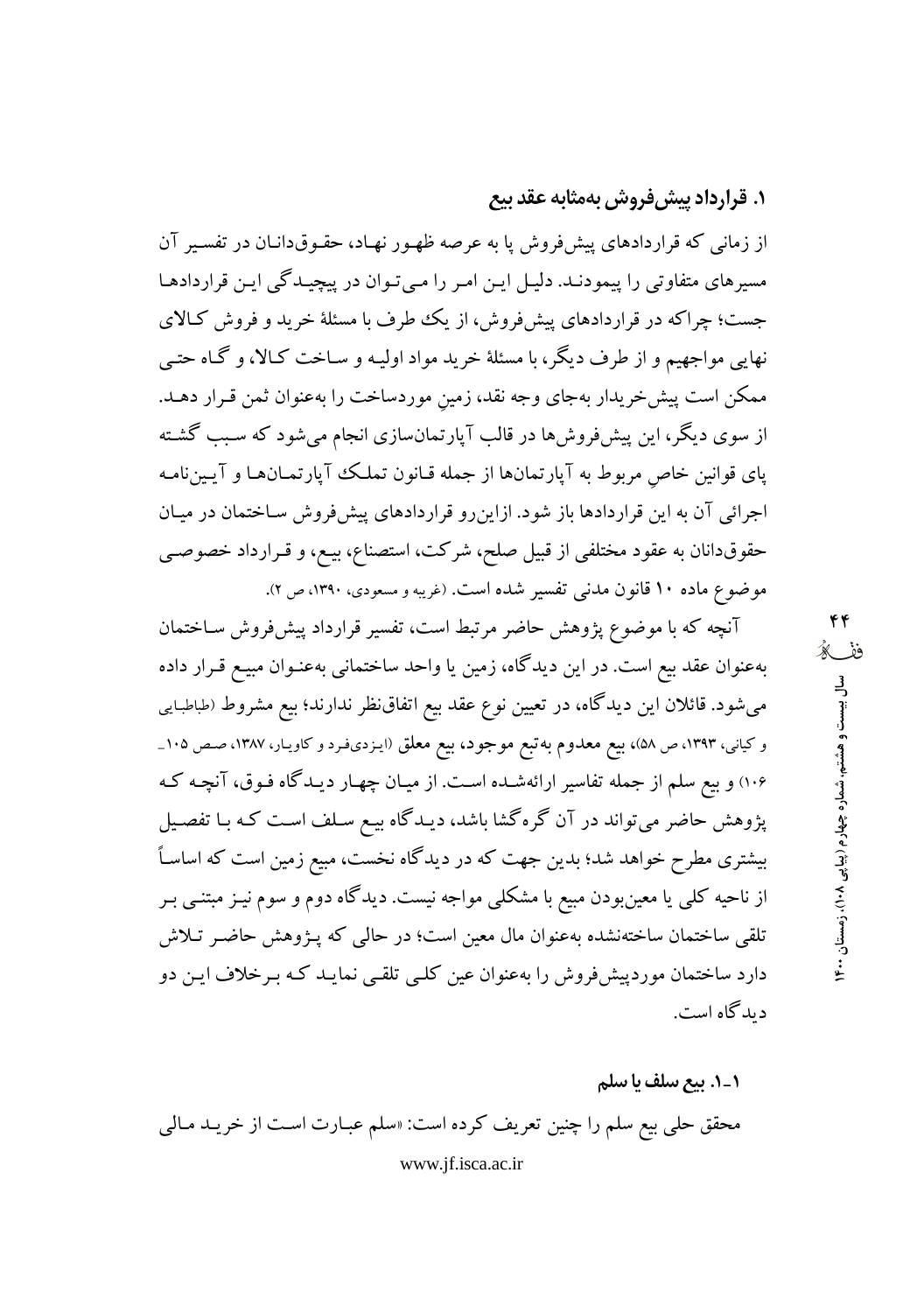## ۱. قرارداد پیش‌فروش به‌مثابه عقد بیع

از زمانی که قراردادهای پیش‌فروش پا به عرصه ظهور نهاد، حقوق‌دانان در تفسیر آن مسیرهای متفاوتی را پیمودند. دلیل این امر را می‌توان در پیچیدگی این قراردادها جست؛ چراکه در قراردادهای پیش‌فروش، از یک طرف با مسئلهٔ خرید و فروش کالای نهایی مواجهیم و از طرف دیگر، با مسئلهٔ خرید مواد اولیه و ساخت کالا، و گاه حتی ممکن است پیش‌خریدار به‌جای وجه نقد، زمین موردساخت را به‌عنوان ثمن قرار دهد. از سوی دیگر، این پیش‌فروش‌ها در قالب آپارتمان‌سازی انجام می‌شود که سبب گشته پای قوانین خاصِ مربوط به آپارتمان‌ها از جمله قانون تملک آپارتمان‌ها و آیین‌نامه اجرائی آن به این قراردادها باز شود. ازاین‌رو قراردادهای پیش‌فروش ساختمان در میان حقوق‌دانان به عقود مختلفی از قبیل صلح، شرکت، استصناع، بیع، و قرارداد خصوصی موضوع ماده ۱۰ قانون مدنی تفسیر شده است. (غریبه و مسعودی، ۱۳۹۰، ص ۲).

آنچه که با موضوع پژوهش حاضر مرتبط است، تفسیر قرارداد پیش‌فروش ساختمان به‌عنوان عقد بیع است. در این دیدگاه، زمین یا واحد ساختمانی به‌عنوان مبیع قرار داده می‌شود. قائلان این دیدگاه، در تعیین نوع عقد بیع اتفاق‌نظر ندارند؛ بیع مشروط (طباطبایی و کیانی، ۱۳۹۳، ص ۵۸)، بیع معدوم به‌تبع موجود، بیع معلق (ایزدی‌فرد و کاویار، ۱۳۸۷، صص ۱۰۵ـ ۱۰۶) و بیع سلم از جمله تفاسیر ارائه‌شده است. از میان چهار دیدگاه فوق، آنچه که پژوهش حاضر می‌تواند در آن گره‌گشا باشد، دیدگاه بیع سلف است که با تفصیل بیشتری مطرح خواهد شد؛ بدین جهت که در دیدگاه نخست، مبیع زمین است که اساساً از ناحیه کلی یا معین‌بودن مبیع با مشکلی مواجه نیست. دیدگاه دوم و سوم نیز مبتنی بر تلقی ساختمان ساخته‌نشده به‌عنوان مال معین است؛ در حالی که پژوهش حاضر تلاش دارد ساختمان موردپیش‌فروش را به‌عنوان عین کلی تلقی نماید که برخلاف این دو دیدگاه است.

### ۱ـ۱. بیع سلف یا سلم

محقق حلی بیع سلم را چنین تعریف کرده است: «سلم عبارت است از خرید مالی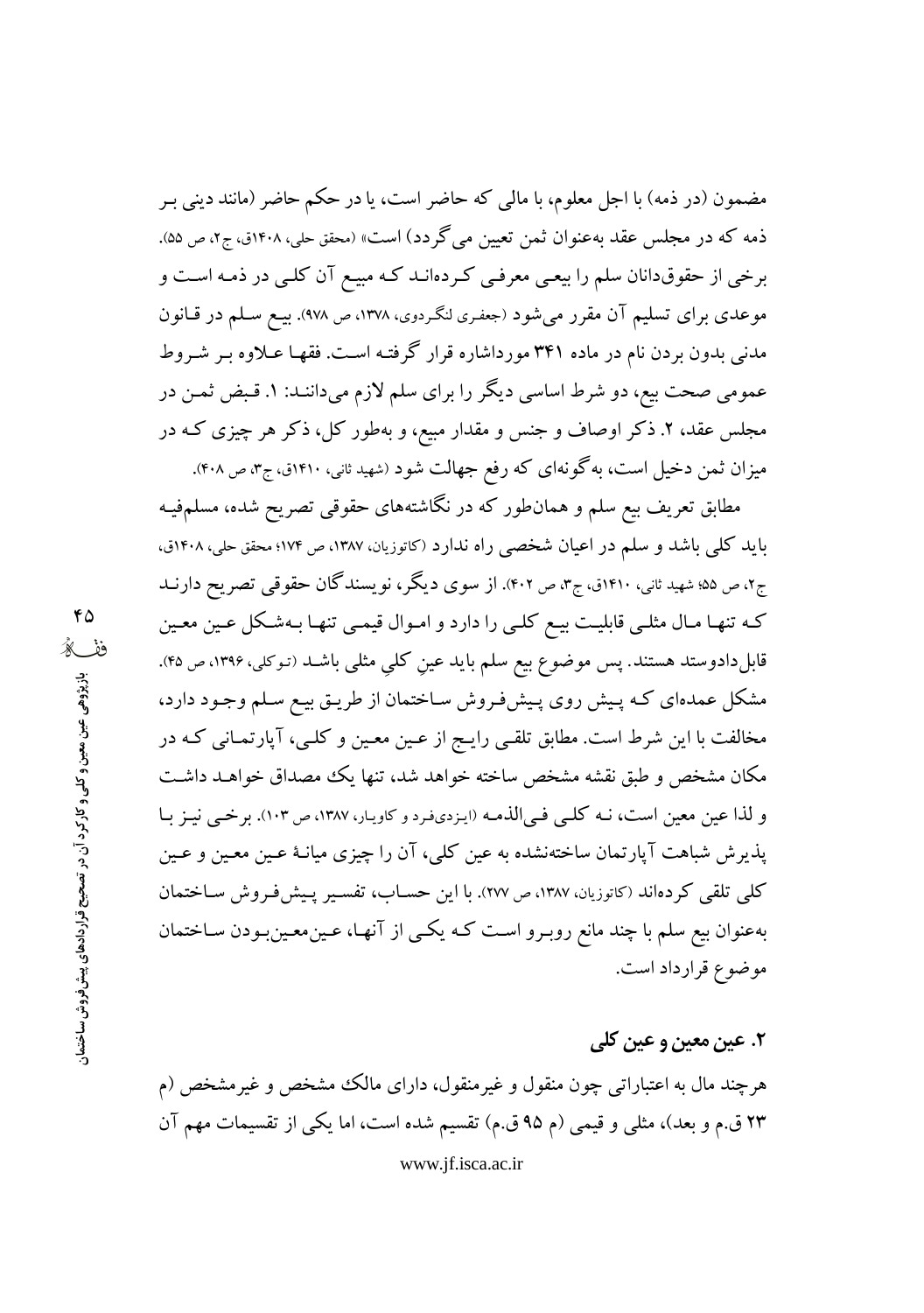مضمون (در ذمه) با اجل معلوم، با مالی که حاضر است، یا در حکم حاضر (مانند دینی بر ذمه که در مجلس عقد به‌عنوان ثمن تعیین می‌گردد) است» (محقق حلی، ۱۴۰۸ق، ج۲، ص ۵۵). برخی از حقوق‌دانان سلم را بیعی معرفی کرده‌اند که مبیع آن کلی در ذمه است و موعدی برای تسلیم آن مقرر می‌شود (جعفری لنگرودی، ۱۳۷۸، ص ۹۷۸). بیع سلم در قانون مدنی بدون بردن نام در ماده ۳۴۱ مورداشاره قرار گرفته است. فقها علاوه بر شروط عمومی صحت بیع، دو شرط اساسی دیگر را برای سلم لازم می‌دانند: ۱. قبض ثمن در مجلس عقد، ۲. ذکر اوصاف و جنس و مقدار مبیع، و به‌طور کل، ذکر هر چیزی که در میزان ثمن دخیل است، به‌گونه‌ای که رفع جهالت شود (شهید ثانی، ۱۴۱۰ق، ج۳، ص ۴۰۸).

مطابق تعریف بیع سلم و همان‌طور که در نگاشته‌های حقوقی تصریح شده، مسلم‌فیه باید کلی باشد و سلم در اعیان شخصی راه ندارد (کاتوزیان، ۱۳۸۷، ص ۱۷۴؛ محقق حلی، ۱۴۰۸ق، ج۲، ص ۵۵؛ شهید ثانی، ۱۴۱۰ق، ج۳، ص ۴۰۲). از سوی دیگر، نویسندگان حقوقی تصریح دارند که تنها مال مثلی قابلیت بیع کلی را دارد و اموال قیمی تنها به‌شکل عین معین قابل‌دادوستد هستند. پس موضوع بیع سلم باید عینِ کلیِ مثلی باشد (توکلی، ۱۳۹۶، ص ۴۵). مشکل عمده‌ای که پیش روی پیش‌فروش ساختمان از طریق بیع سلم وجود دارد، مخالفت با این شرط است. مطابق تلقی رایج از عین معین و کلی، آپارتمانی که در مکان مشخص و طبق نقشه مشخص ساخته خواهد شد، تنها یک مصداق خواهد داشت و لذا عین معین است، نه کلی فی‌الذمه (ایزدی‌فرد و کاویار، ۱۳۸۷، ص ۱۰۳). برخی نیز با پذیرش شباهت آپارتمان ساخته‌نشده به عین کلی، آن را چیزی میانهٔ عین معین و عین کلی تلقی کرده‌اند (کاتوزیان، ۱۳۸۷، ص ۲۷۷). با این حساب، تفسیر پیش‌فروش ساختمان به‌عنوان بیع سلم با چند مانع روبرو است که یکی از آنها، عین‌معین‌بودن ساختمان موضوع قرارداد است.

## ۲. عین معین و عین کلی

هرچند مال به اعتباراتی چون منقول و غیرمنقول، دارای مالک مشخص و غیرمشخص (م ۲۳ ق.م و بعد)، مثلی و قیمی (م ۹۵ ق.م) تقسیم شده است، اما یکی از تقسیمات مهم آن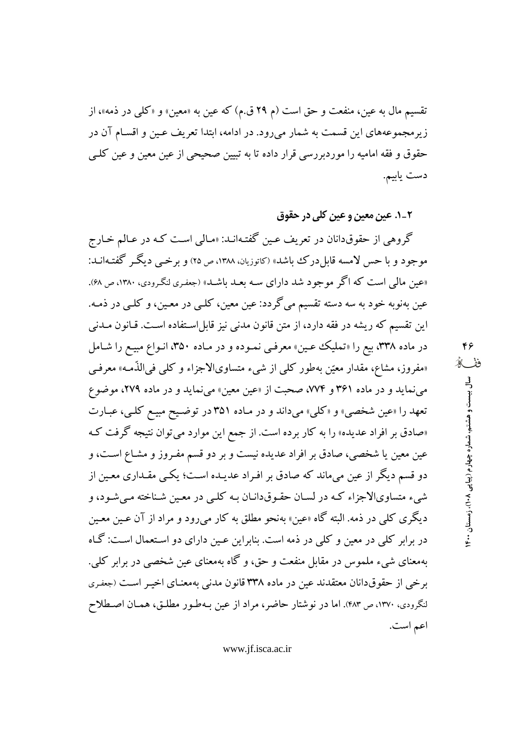تقسیم مال به عین، منفعت و حق است (م ۲۹ ق.م) که عین به «معین» و «کلی در ذمه»، از زیرمجموعه‌های این قسمت به شمار می‌رود. در ادامه، ابتدا تعریف عـین و اقسـام آن در حقوق و فقه امامیه را موردبررسی قرار داده تا به تبیین صحیحی از عین معین و عین کلـی دست یابیم.

## ۲ـ۱. عین معین و عین کلی در حقوق

گروهی از حقوق‌دانان در تعریف عـین گفتـه‌انـد: «مـالی اسـت کـه در عـالم خـارج موجود و با حس لامسه قابل‌درک باشد» (کاتوزیان، ۱۳۸۸، ص ۲۵) و برخـی دیگـر گفتـه‌انـد: «عین مالی است که اگر موجود شد دارای سـه بعـد باشـد» (جعفری لنگرودی، ۱۳۸۰، ص ۶۸). عین به‌نوبه خود به سه دسته تقسیم می‌گردد: عین معین، کلـی در معـین، و کلـی در ذمـه. این تقسیم که ریشه در فقه دارد، از متن قانون مدنی نیز قابل‌استفاده اسـت. قـانون مـدنی در ماده ۳۳۸، بیع را «تملیک عـین» معرفـی نمـوده و در مـاده ۳۵۰، انـواع مبیـع را شـامل «مفروز، مشاع، مقدار معیّن به‌طور کلی از شیء متساوی‌الاجزاء و کلی فی‌الذّمـه» معرفـی می‌نماید و در ماده ۳۶۱ و ۷۷۴، صحبت از «عین معین» می‌نماید و در ماده ۲۷۹، موضوع تعهد را «عین شخصی» و «کلی» می‌داند و در مـاده ۳۵۱ در توضـیح مبیـع کلـی، عبـارت «صادق بر افراد عدیده» را به کار برده است. از جمع این موارد می‌توان نتیجه گرفت کـه عین معین یا شخصی، صادق بر افراد عدیده نیست و بر دو قسم مفـروز و مشـاع اسـت، و دو قسم دیگر از عین می‌ماند که صادق بر افـراد عدیـده اسـت؛ یکـی مقـداری معـین از شیء متساوی‌الاجزاء کـه در لسـان حقـوق‌دانـان بـه کلـی در معـین شـناخته مـی‌شـود، و دیگری کلی در ذمه. البته گاه «عین» به‌نحو مطلق به کار می‌رود و مراد از آن عـین معـین در برابر کلی در معین و کلی در ذمه است. بنابراین عـین دارای دو اسـتعمال اسـت: گـاه به‌معنای شیء ملموس در مقابل منفعت و حق، و گاه به‌معنای عین شخصی در برابر کلی. برخی از حقوق‌دانان معتقدند عین در ماده ۳۳۸ قانون مدنی به‌معنـای اخیـر اسـت (جعفری لنگرودی، ۱۳۷۰، ص ۴۸۳). اما در نوشتار حاضر، مراد از عین بـه‌طـور مطلـق، همـان اصـطلاح اعم است.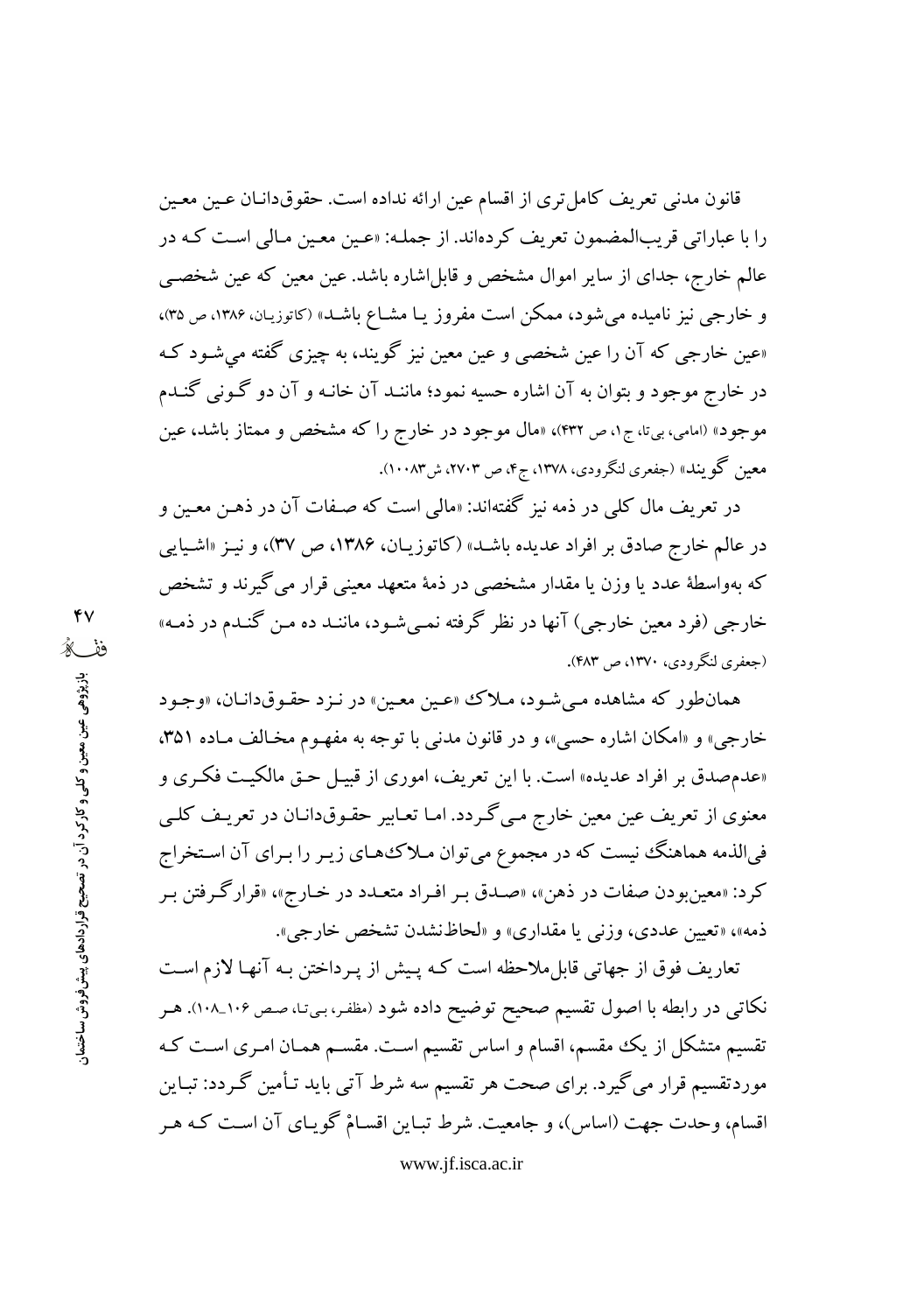قانون مدنی تعریف کامل‌تری از اقسام عین ارائه نداده است. حقوق‌دانان عین معین را با عباراتی قریب‌المضمون تعریف کرده‌اند. از جمله: «عین معین مالی است که در عالم خارج، جدای از سایر اموال مشخص و قابل‌اشاره باشد. عین معین که عین شخصی و خارجی نیز نامیده می‌شود، ممکن است مفروز یا مشاع باشد» (کاتوزیان، ۱۳۸۶، ص ۳۵)، «عین خارجی که آن را عین شخصی و عین معین نیز گویند، به چیزی گفته می‌شود که در خارج موجود و بتوان به آن اشاره حسیه نمود؛ مانند آن خانه و آن دو گونی گندم موجود» (امامی، بی‌تا، ج۱، ص ۴۳۲)، «مال موجود در خارج را که مشخص و ممتاز باشد، عین معین گویند» (جعفری لنگرودی، ۱۳۷۸، ج۴، ص ۲۷۰۳، ش۱۰۰۸۳).

در تعریف مال کلی در ذمه نیز گفته‌اند: «مالی است که صفات آن در ذهن معین و در عالم خارج صادق بر افراد عدیده باشد» (کاتوزیان، ۱۳۸۶، ص ۳۷)، و نیز «اشیایی که به‌واسطهٔ عدد یا وزن یا مقدار مشخصی در ذمهٔ متعهد معینی قرار می‌گیرند و تشخص خارجی (فرد معین خارجی) آنها در نظر گرفته نمی‌شود، مانند ده من گندم در ذمه» (جعفری لنگرودی، ۱۳۷۰، ص ۴۸۳).

همان‌طور که مشاهده می‌شود، ملاک «عین معین» در نزد حقوق‌دانان، «وجود خارجی» و «امکان اشاره حسی»، و در قانون مدنی با توجه به مفهوم مخالف ماده ۳۵۱، «عدم‌صدق بر افراد عدیده» است. با این تعریف، اموری از قبیل حق مالکیت فکری و معنوی از تعریف عین معین خارج می‌گردد. اما تعابیر حقوق‌دانان در تعریف کلی فی‌الذمه هماهنگ نیست که در مجموع می‌توان ملاک‌های زیر را برای آن استخراج کرد: «معین‌بودن صفات در ذهن»، «صدق بر افراد متعدد در خارج»، «قرارگرفتن بر ذمه»، «تعیین عددی، وزنی یا مقداری» و «لحاظ‌نشدن تشخص خارجی».

تعاریف فوق از جهاتی قابل‌ملاحظه است که پیش از پرداختن به آنها لازم است نکاتی در رابطه با اصول تقسیم صحیح توضیح داده شود (مظفر، بی‌تا، صص ۱۰۶_۱۰۸). هر تقسیم متشکل از یک مقسم، اقسام و اساس تقسیم است. مقسم همان امری است که موردتقسیم قرار می‌گیرد. برای صحت هر تقسیم سه شرط آتی باید تأمین گردد: تباین اقسام، وحدت جهت (اساس)، و جامعیت. شرط تباین اقسامْ گویای آن است که هر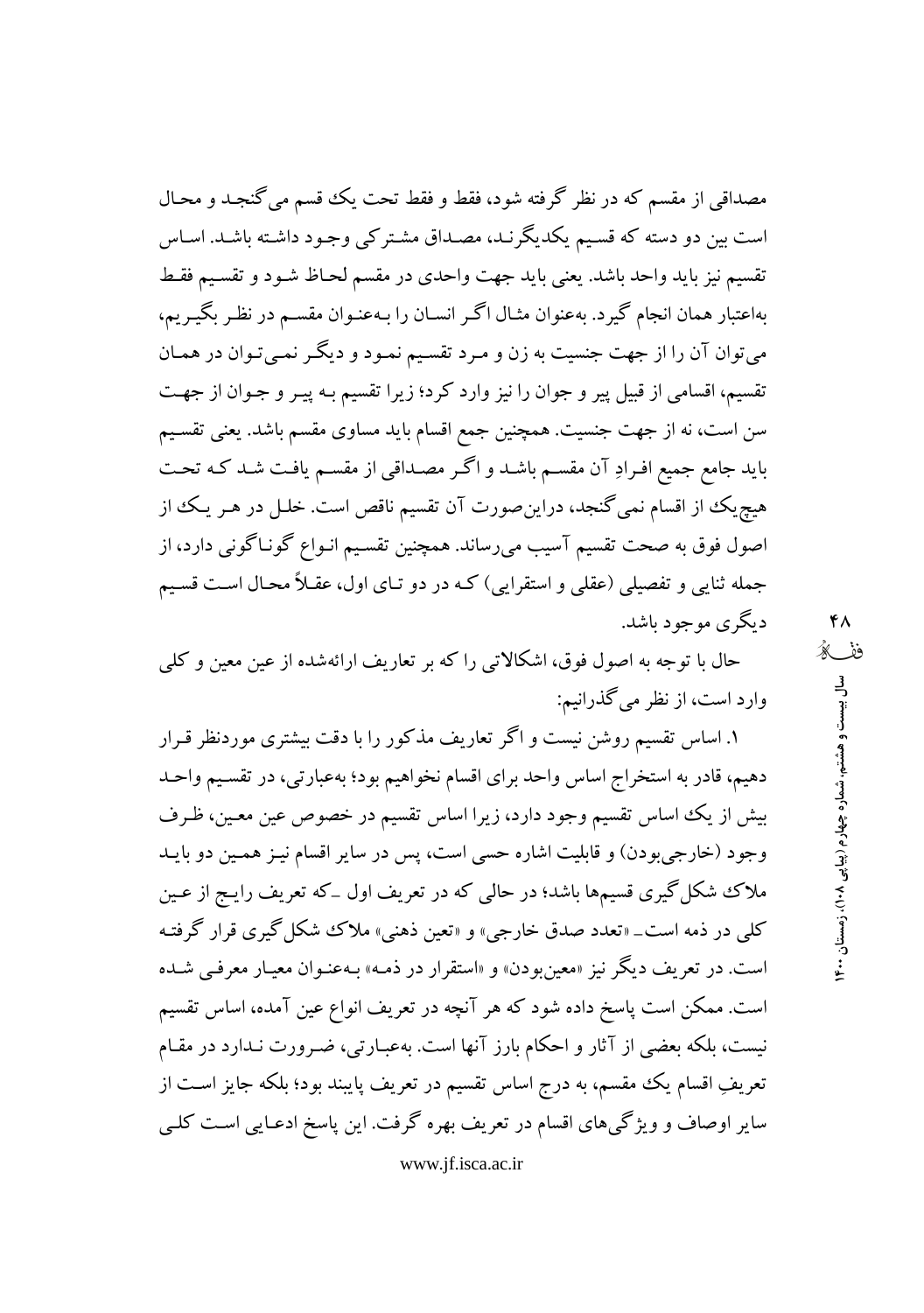مصداقی از مقسم که در نظر گرفته شود، فقط و فقط تحت یک قسم می‌گنجد و محال است بین دو دسته که قسیم یکدیگرند، مصداق مشترکی وجود داشته باشد. اساس تقسیم نیز باید واحد باشد. یعنی باید جهت واحدی در مقسم لحاظ شود و تقسیم فقط به‌اعتبار همان انجام گیرد. به‌عنوان مثال اگر انسان را به‌عنوان مقسم در نظر بگیریم، می‌توان آن را از جهت جنسیت به زن و مرد تقسیم نمود و دیگر نمی‌توان در همان تقسیم، اقسامی از قبیل پیر و جوان را نیز وارد کرد؛ زیرا تقسیم به پیر و جوان از جهت سن است، نه از جهت جنسیت. همچنین جمع اقسام باید مساوی مقسم باشد. یعنی تقسیم باید جامع جمیع افرادِ آن مقسم باشد و اگر مصداقی از مقسم یافت شد که تحت هیچ‌یک از اقسام نمی‌گنجد، دراین‌صورت آن تقسیم ناقص است. خلل در هر یک از اصول فوق به صحت تقسیم آسیب می‌رساند. همچنین تقسیم انواع گوناگونی دارد، از جمله ثنایی و تفصیلی (عقلی و استقرایی) که در دو تای اول، عقلاً محال است قسیم دیگری موجود باشد.

حال با توجه به اصول فوق، اشکالاتی را که بر تعاریف ارائه‌شده از عین معین و کلی وارد است، از نظر می‌گذرانیم:

۱. اساس تقسیم روشن نیست و اگر تعاریف مذکور را با دقت بیشتری موردنظر قرار دهیم، قادر به استخراج اساس واحد برای اقسام نخواهیم بود؛ به‌عبارتی، در تقسیم واحد بیش از یک اساس تقسیم وجود دارد، زیرا اساس تقسیم در خصوص عین معین، ظرف وجود (خارجی‌بودن) و قابلیت اشاره حسی است، پس در سایر اقسام نیز همین دو باید ملاک شکل‌گیری قسیم‌ها باشد؛ در حالی که در تعریف اول ـ که تعریف رایج از عین کلی در ذمه است ـ «تعدد صدق خارجی» و «تعین ذهنی» ملاک شکل‌گیری قرار گرفته است. در تعریف دیگر نیز «معین‌بودن» و «استقرار در ذمه» به‌عنوان معیار معرفی شده است. ممکن است پاسخ داده شود که هر آنچه در تعریف انواع عین آمده، اساس تقسیم نیست، بلکه بعضی از آثار و احکام بارز آنها است. به‌عبارتی، ضرورت ندارد در مقام تعریفِ اقسام یک مقسم، به درج اساس تقسیم در تعریف پایبند بود؛ بلکه جایز است از سایر اوصاف و ویژگی‌های اقسام در تعریف بهره گرفت. این پاسخ ادعایی است کلی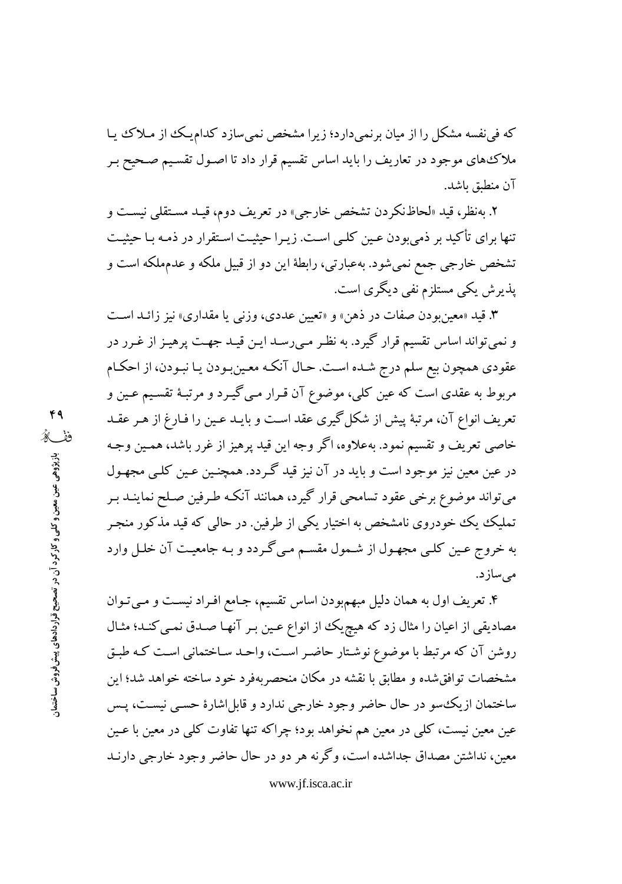که فی‌نفسه مشکل را از میان برنمی‌دارد؛ زیرا مشخص نمی‌سازد کدام‌یک از ملاک یا ملاک‌های موجود در تعاریف را باید اساس تقسیم قرار داد تا اصول تقسیم صحیح بر آن منطبق باشد.

۲. به‌نظر، قید «لحاظ‌نکردن تشخص خارجی» در تعریف دوم، قید مستقلی نیست و تنها برای تأکید بر ذمی‌بودن عین کلی است. زیرا حیثیت استقرار در ذمه با حیثیت تشخص خارجی جمع نمی‌شود. به‌عبارتی، رابطهٔ این دو از قبیل ملکه و عدم‌ملکه است و پذیرش یکی مستلزم نفی دیگری است.

۳. قید «معین‌بودن صفات در ذهن» و «تعیین عددی، وزنی یا مقداری» نیز زائد است و نمی‌تواند اساس تقسیم قرار گیرد. به نظر می‌رسد این قید جهت پرهیز از غرر در عقودی همچون بیع سلم درج شده است. حال آنکه معین‌بودن یا نبودن، از احکام مربوط به عقدی است که عین کلی، موضوع آن قرار می‌گیرد و مرتبهٔ تقسیم عین و تعریف انواع آن، مرتبهٔ پیش از شکل‌گیری عقد است و باید عین را فارغ از هر عقد خاصی تعریف و تقسیم نمود. به‌علاوه، اگر وجه این قید پرهیز از غرر باشد، همین وجه در عین معین نیز موجود است و باید در آن نیز قید گردد. همچنین عین کلی مجهول می‌تواند موضوع برخی عقود تسامحی قرار گیرد، همانند آنکه طرفین صلح نمایند بر تملیک یک خودروی نامشخص به اختیار یکی از طرفین. در حالی که قید مذکور منجر به خروج عین کلی مجهول از شمول مقسم می‌گردد و به جامعیت آن خلل وارد می‌سازد.

۴. تعریف اول به همان دلیل مبهم‌بودن اساس تقسیم، جامع افراد نیست و می‌توان مصادیقی از اعیان را مثال زد که هیچ‌یک از انواع عین بر آنها صدق نمی‌کند؛ مثال روشن آن که مرتبط با موضوع نوشتار حاضر است، واحد ساختمانی است که طبق مشخصات توافق‌شده و مطابق با نقشه در مکان منحصربه‌فرد خود ساخته خواهد شد؛ این ساختمان ازیک‌سو در حال حاضر وجود خارجی ندارد و قابل‌اشارهٔ حسی نیست، پس عین معین نیست، کلی در معین هم نخواهد بود؛ چراکه تنها تفاوت کلی در معین با عین معین، نداشتن مصداق جداشده است، وگرنه هر دو در حال حاضر وجود خارجی دارند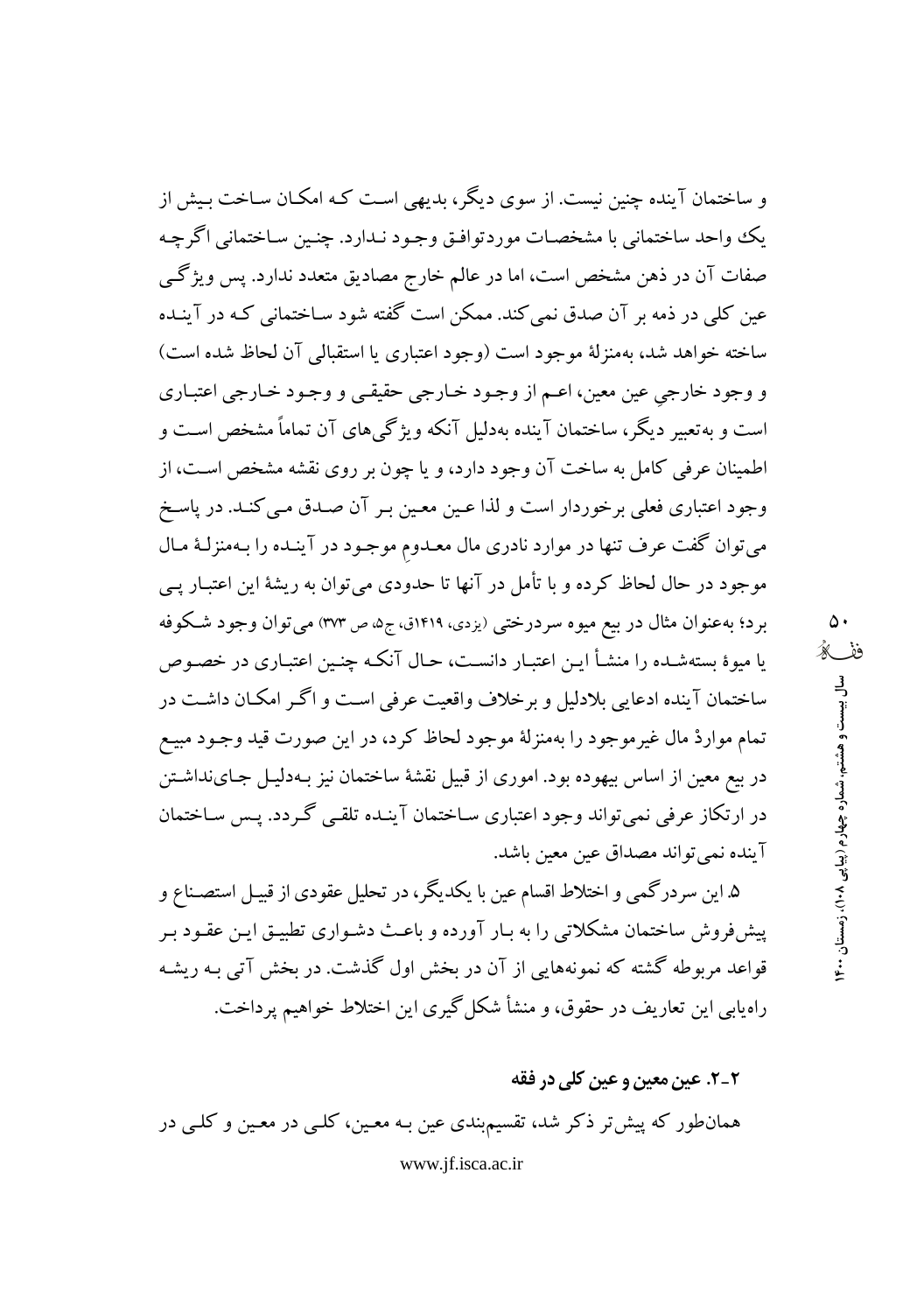و ساختمان آینده چنین نیست. از سوی دیگر، بدیهی است کـه امکـان سـاخت بـیش از یک واحد ساختمانی با مشخصـات موردتوافـق وجـود نـدارد. چنـین سـاختمانی اگرچـه صفات آن در ذهن مشخص است، اما در عالم خارج مصادیق متعدد ندارد. پس ویژگـی عین کلی در ذمه بر آن صدق نمی‌کند. ممکن است گفته شود سـاختمانی کـه در آینـده ساخته خواهد شد، به‌منزلهٔ موجود است (وجود اعتباری یا استقبالی آن لحاظ شده است) و وجود خارجیِ عین معین، اعـم از وجـود خـارجی حقیقـی و وجـود خـارجی اعتبـاری است و به‌تعبیر دیگر، ساختمان آینده به‌دلیل آنکه ویژگی‌های آن تماماً مشخص اسـت و اطمینان عرفی کامل به ساخت آن وجود دارد، و یا چون بر روی نقشه مشخص اسـت، از وجود اعتباری فعلی برخوردار است و لذا عـین معـین بـر آن صـدق مـی‌کنـد. در پاسـخ می‌توان گفت عرف تنها در موارد نادری مال معـدومِ موجـود در آینـده را بـه‌منزلـهٔ مـال موجود در حال لحاظ کرده و با تأمل در آنها تا حدودی می‌توان به ریشهٔ این اعتبـار پـی برد؛ به‌عنوان مثال در بیع میوه سردرختی (یزدی، ۱۴۱۹ق، ج۵، ص ۳۷۳) می‌توان وجود شـکوفه یا میوهٔ بسته‌شـده را منشـأ ایـن اعتبـار دانسـت، حـال آنکـه چنـین اعتبـاری در خصـوص ساختمان آینده ادعایی بلادلیل و برخلاف واقعیت عرفی اسـت و اگـر امکـان داشـت در تمام مواردْ مال غیرموجود را به‌منزلهٔ موجود لحاظ کرد، در این صورت قید وجـود مبیـع در بیع معین از اساس بیهوده بود. اموری از قبیل نقشهٔ ساختمان نیز بـه‌دلیـل جـای‌نداشـتن در ارتکاز عرفی نمی‌تواند وجود اعتباری سـاختمان آینـده تلقـی گـردد. پـس سـاختمان آینده نمی‌تواند مصداق عین معین باشد.

۵. این سردرگمی و اختلاط اقسام عین با یکدیگر، در تحلیل عقودی از قبیـل استصـناع و پیش‌فروش ساختمان مشکلاتی را به بـار آورده و باعـث دشـواری تطبیـق ایـن عقـود بـر قواعد مربوطه گشته که نمونه‌هایی از آن در بخش اول گذشت. در بخش آتی بـه ریشـه راه‌یابی این تعاریف در حقوق، و منشأ شکل‌گیری این اختلاط خواهیم پرداخت.

### ۲ـ۲. عین معین و عین کلی در فقه

همان‌طور که پیش‌تر ذکر شد، تقسیم‌بندی عین بـه معـین، کلـی در معـین و کلـی در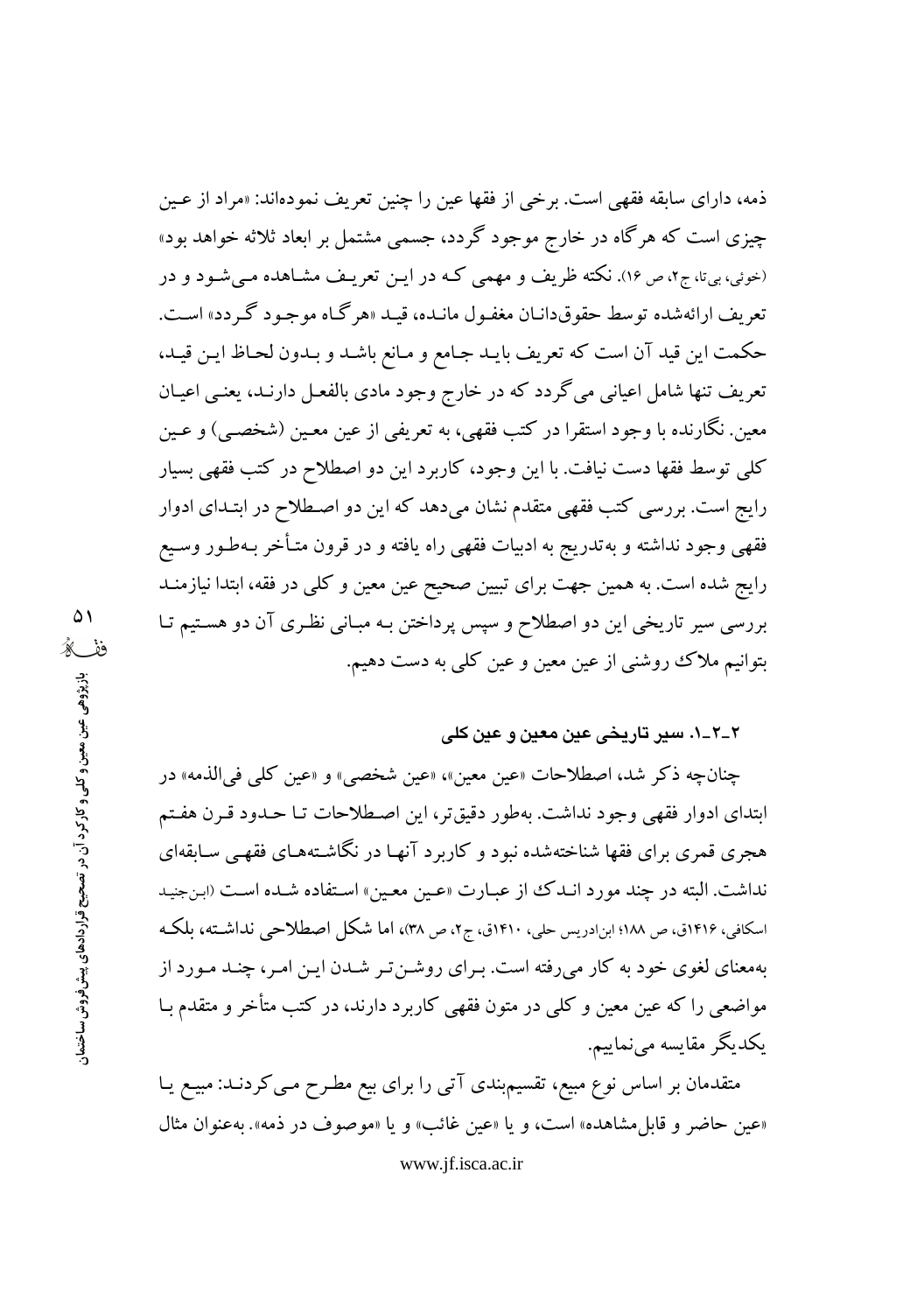ذمه، دارای سابقه فقهی است. برخی از فقها عین را چنین تعریف نموده‌اند: «مراد از عین چیزی است که هرگاه در خارج موجود گردد، جسمی مشتمل بر ابعاد ثلاثه خواهد بود» (خوئی، بی‌تا، ج۲، ص ۱۶). نکته ظریف و مهمی که در این تعریف مشاهده می‌شود و در تعریف ارائه‌شده توسط حقوق‌دانان مغفول مانده، قید «هرگاه موجود گردد» است. حکمت این قید آن است که تعریف باید جامع و مانع باشد و بدون لحاظ این قید، تعریف تنها شامل اعیانی می‌گردد که در خارج وجود مادی بالفعل دارند، یعنی اعیان معین. نگارنده با وجود استقرا در کتب فقهی، به تعریفی از عین معین (شخصی) و عین کلی توسط فقها دست نیافت. با این وجود، کاربرد این دو اصطلاح در کتب فقهی بسیار رایج است. بررسی کتب فقهی متقدم نشان می‌دهد که این دو اصطلاح در ابتدای ادوار فقهی وجود نداشته و به‌تدریج به ادبیات فقهی راه یافته و در قرون متأخر به‌طور وسیع رایج شده است. به همین جهت برای تبیین صحیح عین معین و کلی در فقه، ابتدا نیازمند بررسی سیر تاریخی این دو اصطلاح و سپس پرداختن به مبانی نظری آن دو هستیم تا بتوانیم ملاک روشنی از عین معین و عین کلی به دست دهیم.

### ۲ـ۲ـ۱. سیر تاریخی عین معین و عین کلی

چنان‌چه ذکر شد، اصطلاحات «عین معین»، «عین شخصی» و «عین کلی فی‌الذمه» در ابتدای ادوار فقهی وجود نداشت. به‌طور دقیق‌تر، این اصطلاحات تا حدود قرن هفتم هجری قمری برای فقها شناخته‌شده نبود و کاربرد آنها در نگاشته‌های فقهی سابقه‌ای نداشت. البته در چند مورد اندک از عبارت «عین معین» استفاده شده است (ابن‌جنید اسکافی، ۱۴۱۶ق، ص ۱۸۸؛ ابن‌ادریس حلی، ۱۴۱۰ق، ج۲، ص ۳۸)، اما شکل اصطلاحی نداشته، بلکه به‌معنای لغوی خود به کار می‌رفته است. برای روشن‌تر شدن این امر، چند مورد از مواضعی را که عین معین و کلی در متون فقهی کاربرد دارند، در کتب متأخر و متقدم با یکدیگر مقایسه می‌نماییم.

متقدمان بر اساس نوع مبیع، تقسیم‌بندی آتی را برای بیع مطرح می‌کردند: مبیع یا «عین حاضر و قابل‌مشاهده» است، و یا «عین غائب» و یا «موصوف در ذمه». به‌عنوان مثال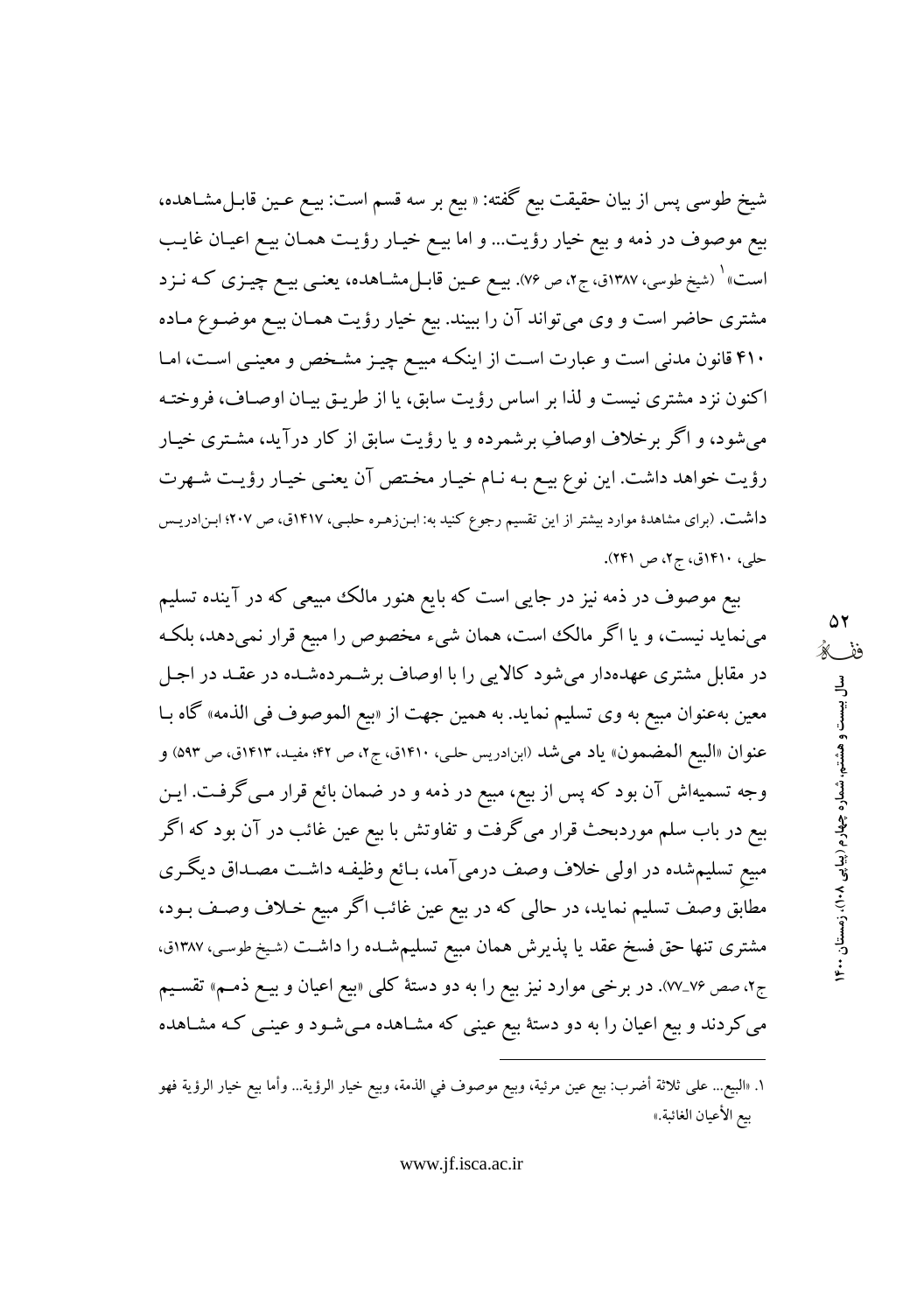شیخ طوسی پس از بیان حقیقت بیع گفته: « بیع بر سه قسم است: بیع عین قابل‌مشاهده، بیع موصوف در ذمه و بیع خیار رؤیت... و اما بیع خیار رؤیت همان بیع اعیان غایب است»[1] (شیخ طوسی، ۱۳۸۷ق، ج۲، ص ۷۶). بیع عین قابل‌مشاهده، یعنی بیع چیزی که نزد مشتری حاضر است و وی می‌تواند آن را ببیند. بیع خیار رؤیت همان بیع موضوع ماده ۴۱۰ قانون مدنی است و عبارت است از اینکه مبیع چیز مشخص و معینی است، اما اکنون نزد مشتری نیست و لذا بر اساس رؤیت سابق، یا از طریق بیان اوصاف، فروخته می‌شود، و اگر برخلاف اوصافِ برشمرده و یا رؤیت سابق از کار درآید، مشتری خیار رؤیت خواهد داشت. این نوع بیع به نام خیار مختص آن یعنی خیار رؤیت شهرت داشت. (برای مشاهدهٔ موارد بیشتر از این تقسیم رجوع کنید به: ابن‌زهره حلبی، ۱۴۱۷ق، ص ۲۰۷؛ ابن‌ادریس حلی، ۱۴۱۰ق، ج۲، ص ۲۴۱).

بیع موصوف در ذمه نیز در جایی است که بایع هنوز مالک مبیعی که در آینده تسلیم می‌نماید نیست، و یا اگر مالک است، همان شیء مخصوص را مبیع قرار نمی‌دهد، بلکه در مقابل مشتری عهده‌دار می‌شود کالایی را با اوصاف برشمرده‌شده در عقد در اجل معین به‌عنوان مبیع به وی تسلیم نماید. به همین جهت از «بیع الموصوف فی الذمه» گاه با عنوان «البیع المضمون» یاد می‌شد (ابن‌ادریس حلی، ۱۴۱۰ق، ج۲، ص ۴۲؛ مفید، ۱۴۱۳ق، ص ۵۹۳) و وجه تسمیه‌اش آن بود که پس از بیع، مبیع در ذمه و در ضمان بائع قرار می‌گرفت. این بیع در باب سلم موردبحث قرار می‌گرفت و تفاوتش با بیع عین غائب در آن بود که اگر مبیعِ تسلیم‌شده در اولی خلاف وصف درمی‌آمد، بائع وظیفه داشت مصداق دیگری مطابق وصف تسلیم نماید، در حالی که در بیع عین غائب اگر مبیع خلاف وصف بود، مشتری تنها حق فسخ عقد یا پذیرش همان مبیع تسلیم‌شده را داشت (شیخ طوسی، ۱۳۸۷ق، ج۲، صص ۷۶\_۷۷). در برخی موارد نیز بیع را به دو دستهٔ کلی «بیع اعیان و بیع ذمم» تقسیم می‌کردند و بیع اعیان را به دو دستهٔ بیع عینی که مشاهده می‌شود و عینی که مشاهده

---

۱. «البیع... علی ثلاثة أضرب: بیع عین مرئیة، وبیع موصوف في الذمة، وبیع خیار الرؤیة... وأما بیع خیار الرؤیة فهو بیع الأعیان الغائبة.»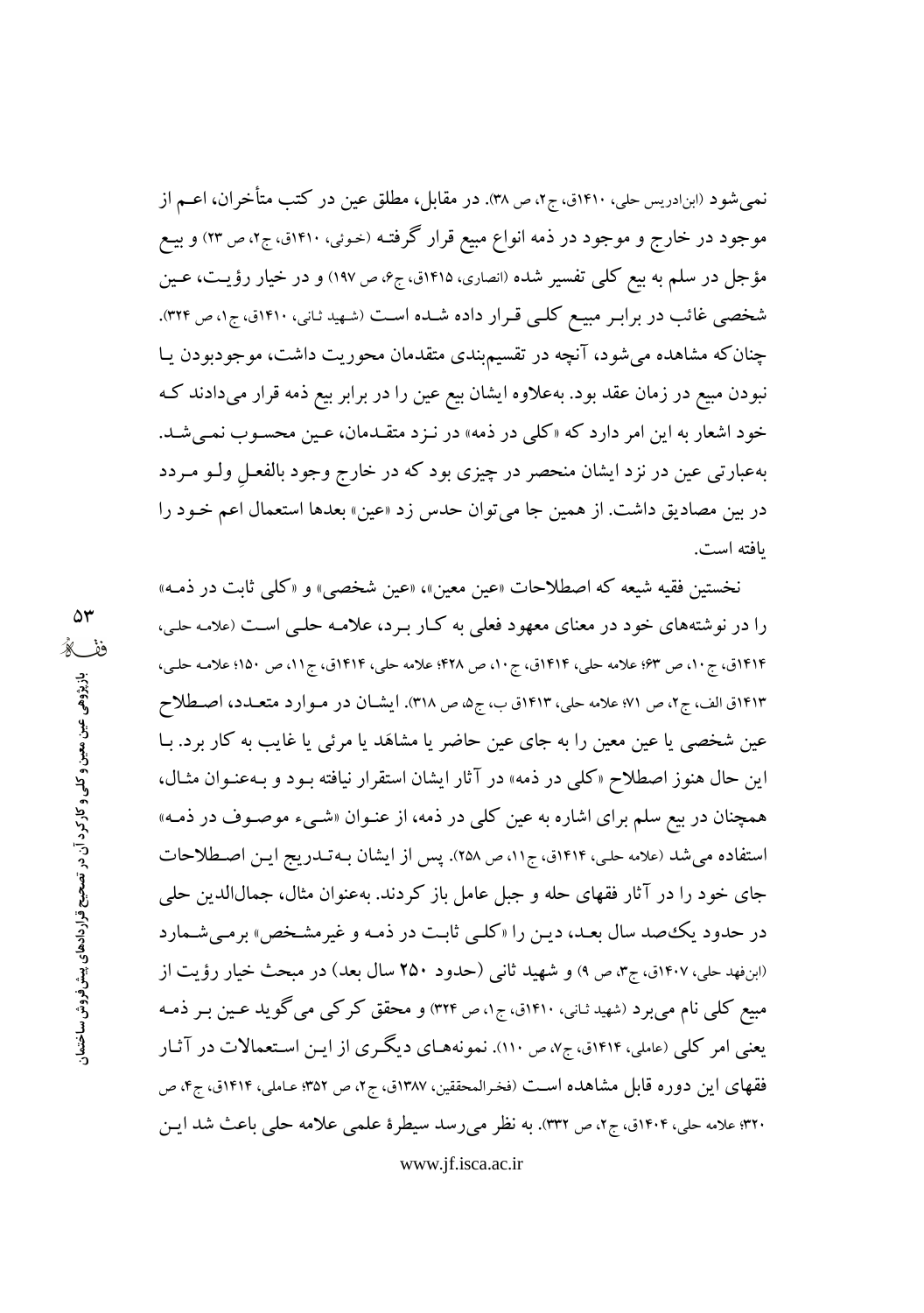نمی‌شود (ابن‌ادریس حلی، ۱۴۱۰ق، ج۲، ص ۳۸). در مقابل، مطلق عین در کتب متأخران، اعـم از موجود در خارج و موجود در ذمه انواع مبیع قرار گرفتـه (خوئی، ۱۴۱۰ق، ج۲، ص ۲۳) و بیـع مؤجل در سلم به بیع کلی تفسیر شده (انصاری، ۱۴۱۵ق، ج۶، ص ۱۹۷) و در خیار رؤیـت، عـین شخصی غائب در برابـر مبیـع کلـی قـرار داده شـده اسـت (شهید ثانی، ۱۴۱۰ق، ج۱، ص ۳۲۴). چنان‌که مشاهده می‌شود، آنچه در تقسیم‌بندی متقدمان محوریت داشت، موجودبودن یـا نبودن مبیع در زمان عقد بود. به‌علاوه ایشان بیع عین را در برابر بیع ذمه قرار می‌دادند کـه خود اشعار به این امر دارد که «کلی در ذمه» در نـزد متقـدمان، عـین محسـوب نمـی‌شـد. به‌عبارتی عین در نزد ایشان منحصر در چیزی بود که در خارج وجود بالفعـل ولـو مـردد در بین مصادیق داشت. از همین جا می‌توان حدس زد «عین» بعدها استعمال اعم خـود را یافته است.

نخستین فقیه شیعه که اصطلاحات «عین معین»، «عین شخصی» و «کلی ثابت در ذمـه» را در نوشته‌های خود در معنای معهود فعلی به کـار بـرد، علامـه حلـی اسـت (علامـه حلـی، ۱۴۱۴ق، ج۱۰، ص ۶۳؛ علامه حلی، ۱۴۱۴ق، ج۱۰، ص ۴۲۸؛ علامه حلی، ۱۴۱۴ق، ج۱۱، ص ۱۵۰؛ علامـه حلـی، ۱۴۱۳ق الف، ج۲، ص ۷۱؛ علامه حلی، ۱۴۱۳ق ب، ج۵، ص ۳۱۸). ایشـان در مـوارد متعـدد، اصـطلاح عین شخصی یا عین معین را به جای عین حاضر یا مشاهَد یا مرئی یا غایب به کار برد. بـا این حال هنوز اصطلاح «کلی در ذمه» در آثار ایشان استقرار نیافته بـود و بـه‌عنـوان مثـال، همچنان در بیع سلم برای اشاره به عین کلی در ذمه، از عنـوان «شـیء موصـوف در ذمـه» استفاده می‌شد (علامه حلی، ۱۴۱۴ق، ج۱۱، ص ۲۵۸). پس از ایشان بـه‌تـدریج ایـن اصـطلاحات جای خود را در آثار فقهای حله و جبل عامل باز کردند. به‌عنوان مثال، جمال‌الدین حلی در حدود یک‌صد سال بعـد، دیـن را «کلـی ثابـت در ذمـه و غیرمشـخص» برمـی‌شـمارد (ابن‌فهد حلی، ۱۴۰۷ق، ج۳، ص ۹) و شهید ثانی (حدود ۲۵۰ سال بعد) در مبحث خیار رؤیت از مبیع کلی نام می‌برد (شهید ثـانی، ۱۴۱۰ق، ج۱، ص ۳۲۴) و محقق کرکی می‌گوید عـین بـر ذمـه یعنی امر کلی (عاملی، ۱۴۱۴ق، ج۷، ص ۱۱۰). نمونه‌هـای دیگـری از ایـن اسـتعمالات در آثـار فقهای این دوره قابل مشاهده اسـت (فخرالمحققین، ۱۳۸۷ق، ج۲، ص ۳۵۲؛ عـاملی، ۱۴۱۴ق، ج۴، ص ۳۲۰؛ علامه حلی، ۱۴۰۴ق، ج۲، ص ۳۳۲). به نظر می‌رسد سیطرهٔ علمی علامه حلی باعث شد ایـن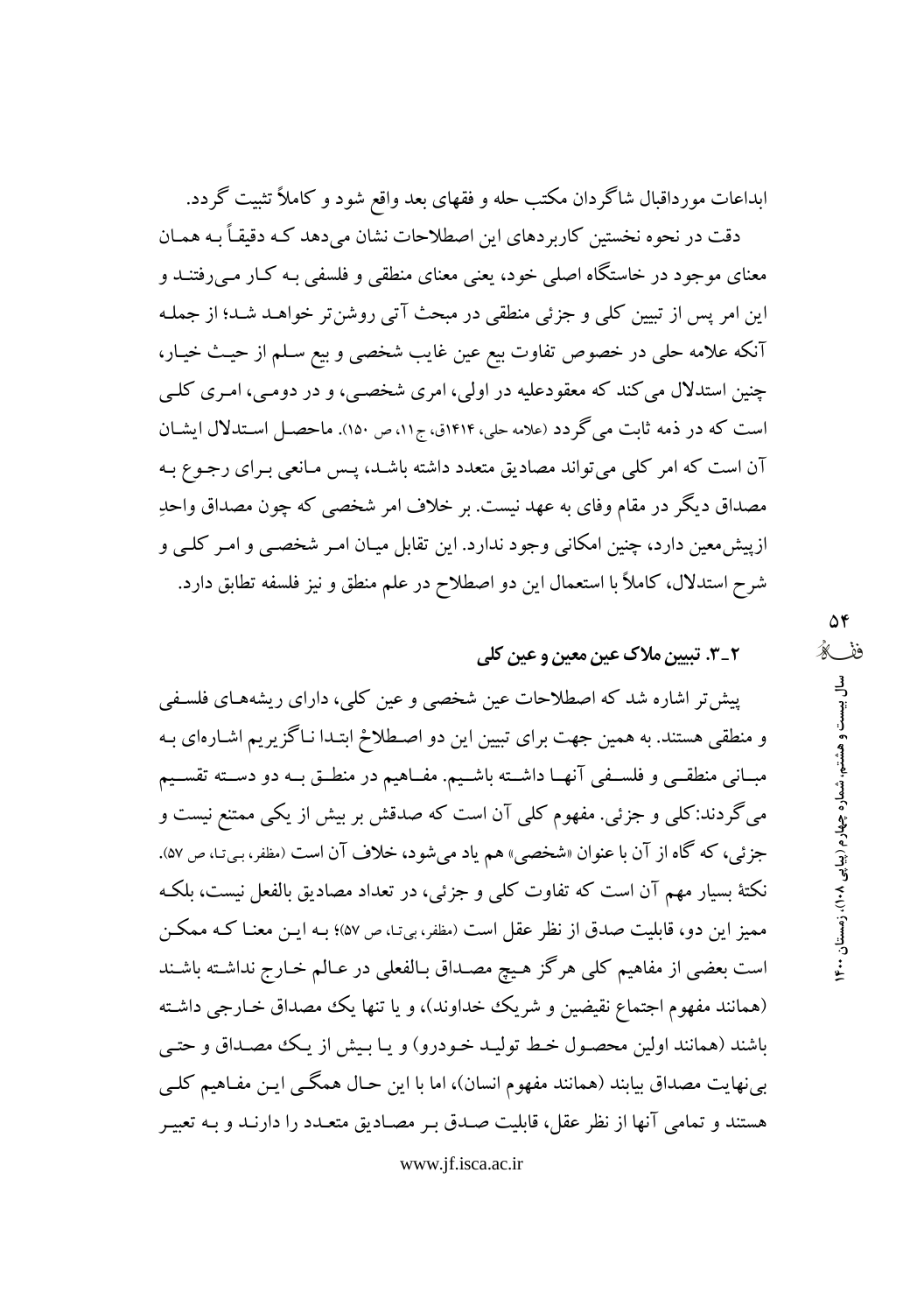ابداعات مورداقبال شاگردان مکتب حله و فقهای بعد واقع شود و کاملاً تثبیت گردد.

دقت در نحوه نخستین کاربردهای این اصطلاحات نشان می‌دهد که دقیقاً به همان معنای موجود در خاستگاه اصلی خود، یعنی معنای منطقی و فلسفی به کار می‌رفتند و این امر پس از تبیین کلی و جزئی منطقی در مبحث آتی روشن‌تر خواهد شد؛ از جمله آنکه علامه حلی در خصوص تفاوت بیع عین غایب شخصی و بیع سلم از حیث خیار، چنین استدلال می‌کند که معقودعلیه در اولی، امری شخصی، و در دومی، امری کلی است که در ذمه ثابت می‌گردد (علامه حلی، ۱۴۱۴ق، ج۱۱، ص ۱۵۰). ماحصل استدلال ایشان آن است که امر کلی می‌تواند مصادیق متعدد داشته باشد، پس مانعی برای رجوع به مصداق دیگر در مقام وفای به عهد نیست. بر خلاف امر شخصی که چون مصداق واحدِ ازپیش‌معین دارد، چنین امکانی وجود ندارد. این تقابل میان امر شخصی و امر کلی و شرح استدلال، کاملاً با استعمال این دو اصطلاح در علم منطق و نیز فلسفه تطابق دارد.

### ۲ـ۳. تبیین ملاک عین معین و عین کلی

پیش‌تر اشاره شد که اصطلاحات عین شخصی و عین کلی، دارای ریشه‌های فلسفی و منطقی هستند. به همین جهت برای تبیین این دو اصطلاحْ ابتدا ناگزیریم اشاره‌ای به مبانی منطقی و فلسفی آنها داشته باشیم. مفاهیم در منطق به دو دسته تقسیم می‌گردند: کلی و جزئی. مفهوم کلی آن است که صدقش بر بیش از یکی ممتنع نیست و جزئی، که گاه از آن با عنوان «شخصی» هم یاد می‌شود، خلاف آن است (مظفر، بی‌تا، ص ۵۷). نکتۀ بسیار مهم آن است که تفاوت کلی و جزئی، در تعداد مصادیق بالفعل نیست، بلکه ممیز این دو، قابلیت صدق از نظر عقل است (مظفر، بی‌تا، ص ۵۷)؛ به این معنا که ممکن است بعضی از مفاهیم کلی هرگز هیچ مصداق بالفعلی در عالم خارج نداشته باشند (همانند مفهوم اجتماع نقیضین و شریک خداوند)، و یا تنها یک مصداق خارجی داشته باشند (همانند اولین محصول خط تولید خودرو) و یا بیش از یک مصداق و حتی بی‌نهایت مصداق بیابند (همانند مفهوم انسان)، اما با این حال همگی این مفاهیم کلی هستند و تمامی آنها از نظر عقل، قابلیت صدق بر مصادیق متعدد را دارند و به تعبیر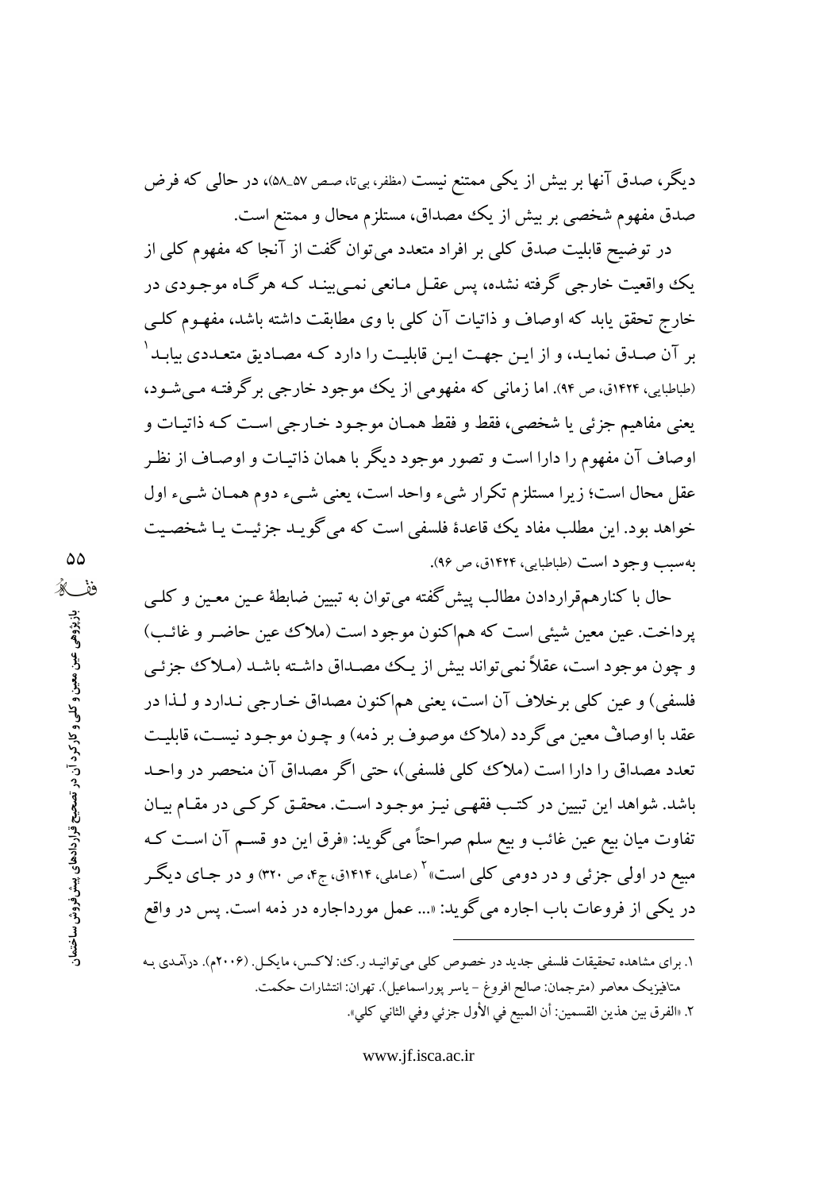دیگر، صدق آنها بر بیش از یکی ممتنع نیست (مظفر، بی‌تا، صص ۵۷ـ۵۸)، در حالی که فرض صدق مفهوم شخصی بر بیش از یک مصداق، مستلزم محال و ممتنع است.

در توضیح قابلیت صدق کلی بر افراد متعدد می‌توان گفت از آنجا که مفهوم کلی از یک واقعیت خارجی گرفته نشده، پس عقل مانعی نمی‌بیند که هرگاه موجودی در خارج تحقق یابد که اوصاف و ذاتیات آن کلی با وی مطابقت داشته باشد، مفهوم کلی بر آن صدق نماید، و از این جهت این قابلیت را دارد که مصادیق متعددی بیابد[1] (طباطبایی، ۱۴۲۴ق، ص ۹۴). اما زمانی که مفهومی از یک موجود خارجی برگرفته می‌شود، یعنی مفاهیم جزئی یا شخصی، فقط و فقط همان موجود خارجی است که ذاتیات و اوصاف آن مفهوم را دارا است و تصور موجود دیگر با همان ذاتیات و اوصاف از نظر عقل محال است؛ زیرا مستلزم تکرار شیء واحد است، یعنی شیء دوم همان شیء اول خواهد بود. این مطلب مفاد یک قاعدهٔ فلسفی است که می‌گوید جزئیت یا شخصیت به‌سبب وجود است (طباطبایی، ۱۴۲۴ق، ص ۹۶).

حال با کنارهم‌قراردادن مطالب پیش‌گفته می‌توان به تبیین ضابطهٔ عین معین و کلی پرداخت. عین معین شیئی است که هم‌اکنون موجود است (ملاک عین حاضر و غائب) و چون موجود است، عقلاً نمی‌تواند بیش از یک مصداق داشته باشد (ملاک جزئی فلسفی) و عین کلی برخلاف آن است، یعنی هم‌اکنون مصداق خارجی ندارد و لذا در عقد با اوصافْ معین می‌گردد (ملاک موصوف بر ذمه) و چون موجود نیست، قابلیت تعدد مصداق را دارا است (ملاک کلی فلسفی)، حتی اگر مصداق آن منحصر در واحد باشد. شواهد این تبیین در کتب فقهی نیز موجود است. محقق کرکی در مقام بیان تفاوت میان بیع عین غائب و بیع سلم صراحتاً می‌گوید: «فرق این دو قسم آن است که مبیع در اولی جزئی و در دومی کلی است»[2] (عاملی، ۱۴۱۴ق، ج۴، ص ۳۲۰) و در جای دیگر در یکی از فروعات باب اجاره می‌گوید: «... عمل مورداجاره در ذمه است. پس در واقع

---

۱. برای مشاهده تحقیقات فلسفی جدید در خصوص کلی می‌توانید ر.ک: لاکس، مایکل. (۲۰۰۶م). درآمدی به متافیزیک معاصر (مترجمان: صالح افروغ - یاسر پوراسماعیل). تهران: انتشارات حکمت.

۲. «الفرق بین هذین القسمین: أن المبیع في الأول جزئي وفي الثاني کلي».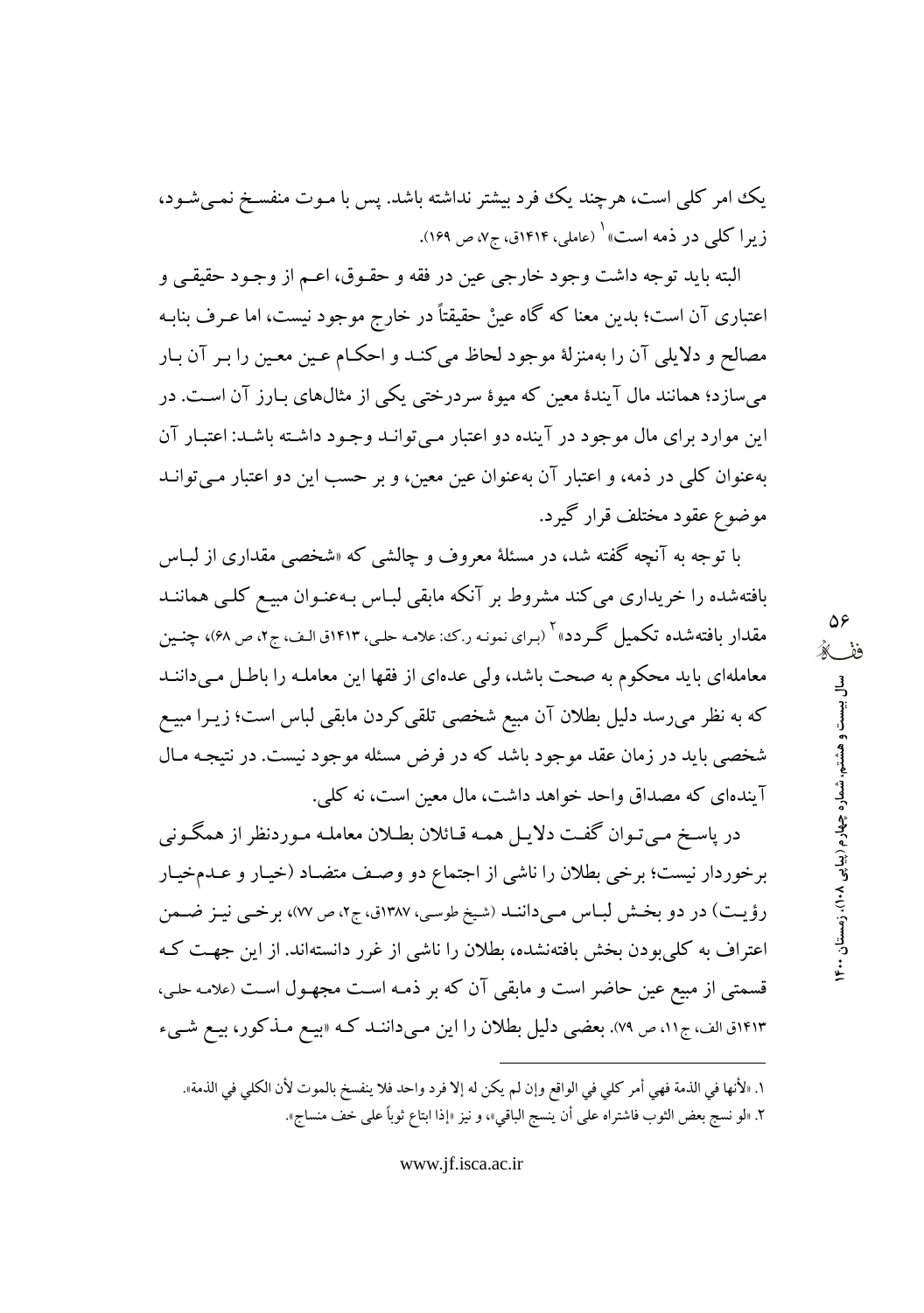یک امر کلی است، هرچند یک فرد بیشتر نداشته باشد. پس با مـوت منفسـخ نمـی‌شـود، زیرا کلی در ذمه است»[1] (عاملی، ۱۴۱۴ق، ج۷، ص ۱۶۹).

البته باید توجه داشت وجود خارجی عین در فقه و حقـوق، اعـم از وجـود حقیقـی و اعتباری آن است؛ بدین معنا که گاه عینْ حقیقتاً در خارج موجود نیست، اما عـرف بنابـه مصالح و دلایلی آن را به‌منزلهٔ موجود لحاظ می‌کنـد و احکـام عـین معـین را بـر آن بـار می‌سازد؛ همانند مال آیندهٔ معین که میوهٔ سردرختی یکی از مثال‌های بـارز آن اسـت. در این موارد برای مال موجود در آینده دو اعتبار مـی‌توانـد وجـود داشـته باشـد: اعتبـار آن به‌عنوان کلی در ذمه، و اعتبار آن به‌عنوان عین معین، و بر حسب این دو اعتبار مـی‌توانـد موضوع عقود مختلف قرار گیرد.

با توجه به آنچه گفته شد، در مسئلهٔ معروف و چالشی که «شخصی مقداری از لبـاس بافته‌شده را خریداری می‌کند مشروط بر آنکه مابقی لبـاس بـه‌عنـوان مبیـع کلـی هماننـد مقدار بافته‌شده تکمیل گـردد»[2] (بـرای نمونـه ر.ک: علامـه حلـی، ۱۴۱۳ق الـف، ج۲، ص ۶۸)، چنـین معامله‌ای باید محکوم به صحت باشد، ولی عده‌ای از فقها این معامله را باطـل مـی‌داننـد که به نظر می‌رسد دلیل بطلان آن مبیع شخصی تلقی‌کردن مابقی لباس است؛ زیـرا مبیـع شخصی باید در زمان عقد موجود باشد که در فرض مسئله موجود نیست. در نتیجـه مـال آینده‌ای که مصداق واحد خواهد داشت، مال معین است، نه کلی.

در پاسـخ مـی‌تـوان گفـت دلایـل همـه قـائلان بطـلان معاملـه مـوردنظر از همگـونی برخوردار نیست؛ برخی بطلان را ناشی از اجتماع دو وصـف متضـاد (خیـار و عـدم‌خیـار رؤیـت) در دو بخـش لبـاس مـی‌داننـد (شیخ طوسـی، ۱۳۸۷ق، ج۲، ص ۷۷)، برخـی نیـز ضـمن اعتراف به کلی‌بودن بخش بافته‌نشده، بطلان را ناشی از غرر دانسته‌اند. از این جهـت کـه قسمتی از مبیع عین حاضر است و مابقی آن که بر ذمـه اسـت مجهـول اسـت (علامـه حلـی، ۱۴۱۳ق الف، ج۱۱، ص ۷۹). بعضی دلیل بطلان را این مـی‌داننـد کـه «بیـع مـذکور، بیـع شـیء

---

۱. «لأنها في الذمة فهي أمر كلي في الواقع وإن لم يكن له إلا فرد واحد فلا ينفسخ بالموت لأن الكلي في الذمة».

۲. «لو نسج بعض الثوب فاشتراه على أن ينسج الباقي»، و نیز «إذا ابتاع ثوباً على خف منساج».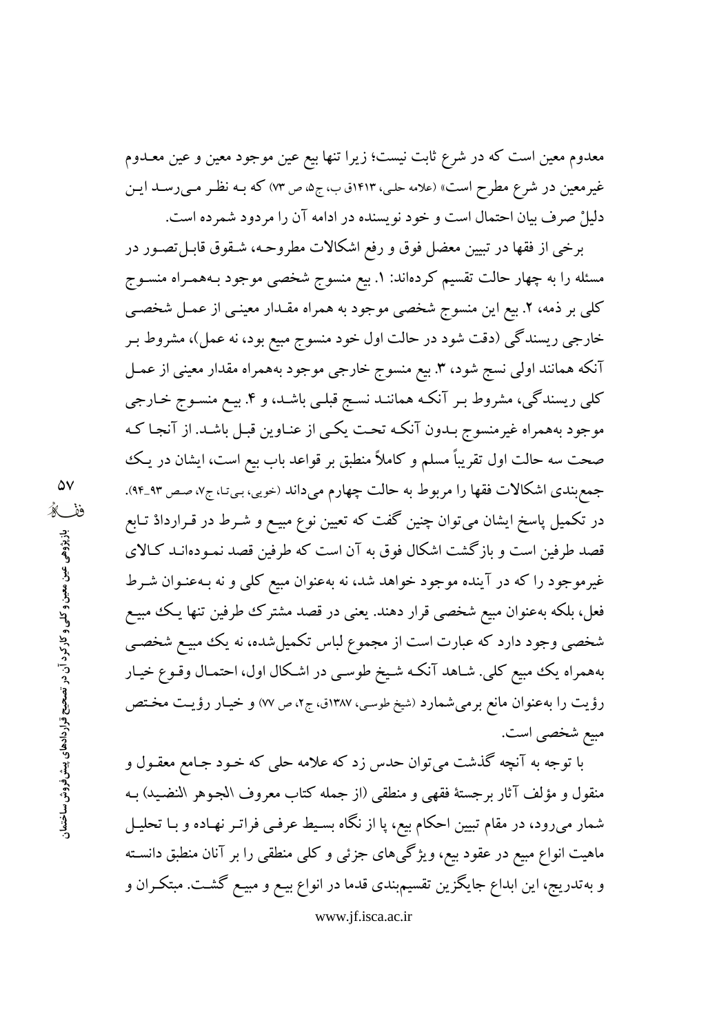معدوم معین است که در شرع ثابت نیست؛ زیرا تنها بیع عین موجود معین و عین معـدوم غیرمعین در شرع مطرح است» (علامه حلی، ۱۴۱۳ق ب، ج۵، ص ۷۳) که بـه نظـر مـی‌رسـد ایـن دلیلْ صرف بیان احتمال است و خود نویسنده در ادامه آن را مردود شمرده است.

برخی از فقها در تبیین معضل فوق و رفع اشکالات مطروحـه، شـقوق قابـل‌تصـور در مسئله را به چهار حالت تقسیم کرده‌اند: ۱. بیع منسوج شخصی موجود بـه‌همـراه منسـوج کلی بر ذمه، ۲. بیع این منسوج شخصی موجود به همراه مقـدار معینـی از عمـل شخصـی خارجی ریسندگی (دقت شود در حالت اول خود منسوج مبیع بود، نه عمل)، مشروط بـر آنکه همانند اولی نسج شود، ۳. بیع منسوج خارجی موجود به‌همراه مقدار معینی از عمـل کلی ریسندگی، مشروط بـر آنکـه همانـند نسـج قبلـی باشـد، و ۴. بیـع منسـوج خـارجی موجود به‌همراه غیرمنسوج بـدون آنکـه تحـت یکـی از عنـاوین قبـل باشـد. از آنجـا کـه صحت سه حالت اول تقریباً مسلم و کاملاً منطبق بر قواعد باب بیع است، ایشان در یـک جمع‌بندی اشکالات فقها را مربوط به حالت چهارم می‌داند (خویی، بی‌تا، ج۷، صص ۹۳_۹۴). در تکمیل پاسخ ایشان می‌توان چنین گفت که تعیین نوع مبیـع و شـرط در قـراردادْ تـابع قصد طرفین است و بازگشت اشکال فوق به آن است که طرفین قصد نمـوده‌انـد کـالای غیرموجود را که در آینده موجود خواهد شد، نه به‌عنوان مبیع کلی و نه بـه‌عنـوان شـرط فعل، بلکه به‌عنوان مبیع شخصی قرار دهند. یعنی در قصد مشترک طرفین تنها یـک مبیـع شخصی وجود دارد که عبارت است از مجموع لباس تکمیل‌شده، نه یک مبیـع شخصـی به‌همراه یک مبیع کلی. شـاهد آنکـه شـیخ طوسـی در اشـکال اول، احتمـال وقـوع خیـار رؤیت را به‌عنوان مانع برمی‌شمارد (شیخ طوسی، ۱۳۸۷ق، ج۲، ص ۷۷) و خیـار رؤیـت مخـتص مبیع شخصی است.

با توجه به آنچه گذشت می‌توان حدس زد که علامه حلی که خـود جـامع معقـول و منقول و مؤلف آثار برجستهٔ فقهی و منطقی (از جمله کتاب معروف الجوهر النضید) بـه شمار می‌رود، در مقام تبیین احکام بیع، پا از نگاه بسیط عرفـی فراتـر نهـاده و بـا تحلیـل ماهیت انواع مبیع در عقود بیع، ویژگی‌های جزئی و کلی منطقی را بر آنان منطبق دانسـته و به‌تدریج، این ابداع جایگزین تقسیم‌بندی قدما در انواع بیـع و مبیـع گشـت. مبتکـران و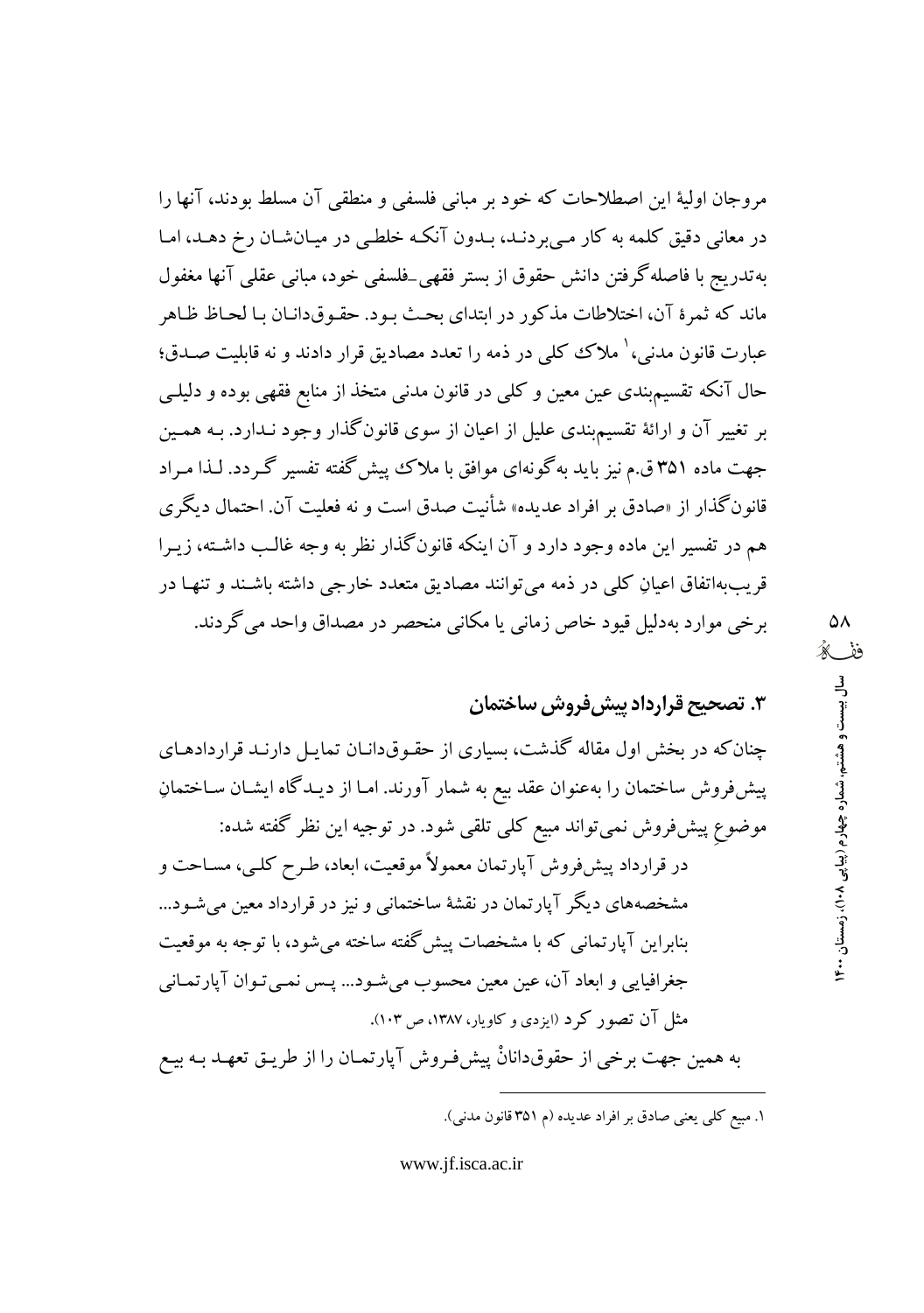مروجان اولیهٔ این اصطلاحات که خود بر مبانی فلسفی و منطقی آن مسلط بودند، آنها را در معانی دقیق کلمه به کار می‌بردند، بدون آنکه خلطی در میان‌شان رخ دهد، اما به‌تدریج با فاصله‌گرفتن دانش حقوق از بستر فقهی-فلسفی خود، مبانی عقلی آنها مغفول ماند که ثمرهٔ آن، اختلاطات مذکور در ابتدای بحث بود. حقوق‌دانان با لحاظ ظاهر عبارت قانون مدنی،[1] ملاک کلی در ذمه را تعدد مصادیق قرار دادند و نه قابلیت صدق؛ حال آنکه تقسیم‌بندی عین معین و کلی در قانون مدنی متخذ از منابع فقهی بوده و دلیلی بر تغییر آن و ارائهٔ تقسیم‌بندی علیل از اعیان از سوی قانون‌گذار وجود ندارد. به همین جهت ماده ۳۵۱ ق.م نیز باید به‌گونه‌ای موافق با ملاک پیش‌گفته تفسیر گردد. لذا مراد قانون‌گذار از «صادق بر افراد عدیده» شأنیت صدق است و نه فعلیت آن. احتمال دیگری هم در تفسیر این ماده وجود دارد و آن اینکه قانون‌گذار نظر به وجه غالب داشته، زیرا قریب‌به‌اتفاق اعیانِ کلی در ذمه می‌توانند مصادیق متعدد خارجی داشته باشند و تنها در برخی موارد به‌دلیل قیود خاص زمانی یا مکانی منحصر در مصداق واحد می‌گردند.

## ۳. تصحیح قرارداد پیش‌فروش ساختمان

چنان‌که در بخش اول مقاله گذشت، بسیاری از حقوق‌دانان تمایل دارند قراردادهای پیش‌فروش ساختمان را به‌عنوان عقد بیع به شمار آورند. اما از دیدگاه ایشان ساختمانِ موضوعِ پیش‌فروش نمی‌تواند مبیع کلی تلقی شود. در توجیه این نظر گفته شده:

> در قرارداد پیش‌فروش آپارتمان معمولاً موقعیت، ابعاد، طرح کلی، مساحت و مشخصه‌های دیگر آپارتمان در نقشهٔ ساختمانی و نیز در قرارداد معین می‌شود... بنابراین آپارتمانی که با مشخصات پیش‌گفته ساخته می‌شود، با توجه به موقعیت جغرافیایی و ابعاد آن، عین معین محسوب می‌شود... پس نمی‌توان آپارتمانی مثل آن تصور کرد (ایزدی و کاویار، ۱۳۸۷، ص ۱۰۳).

به همین جهت برخی از حقوق‌دانانْ پیش‌فروش آپارتمان را از طریق تعهد به بیع

---

۱. مبیع کلی یعنی صادق بر افراد عدیده (م ۳۵۱ قانون مدنی).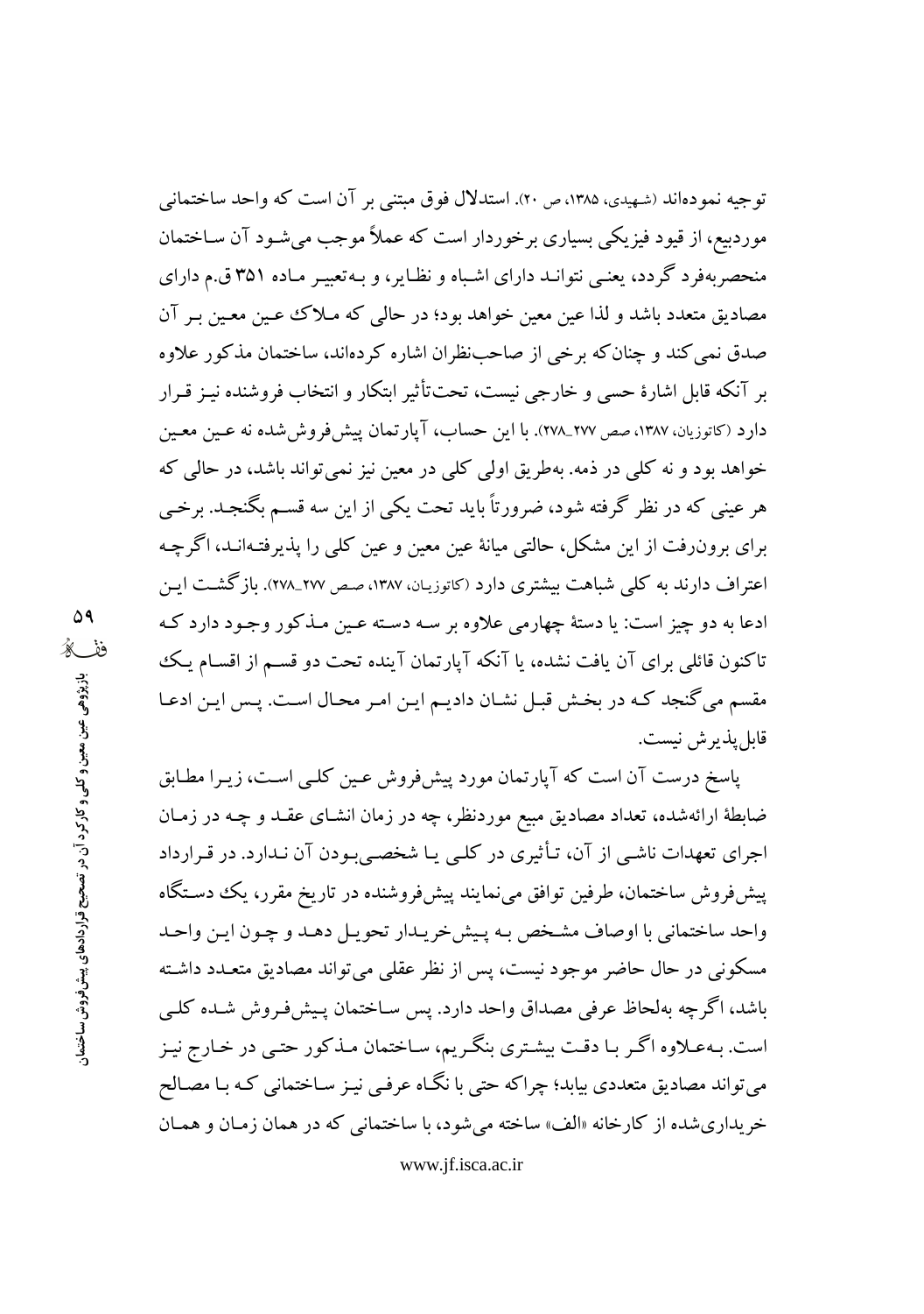توجیه نموده‌اند (شهیدی، ۱۳۸۵، ص ۲۰). استدلال فوق مبتنی بر آن است که واحد ساختمانی موردبیع، از قیود فیزیکی بسیاری برخوردار است که عملاً موجب می‌شود آن ساختمان منحصربه‌فرد گردد، یعنی نتواند دارای اشباه و نظایر، و به‌تعبیر ماده ۳۵۱ ق.م دارای مصادیق متعدد باشد و لذا عین معین خواهد بود؛ در حالی که ملاک عین معین بر آن صدق نمی‌کند و چنان‌که برخی از صاحب‌نظران اشاره کرده‌اند، ساختمان مذکور علاوه بر آنکه قابل اشارهٔ حسی و خارجی نیست، تحت‌تأثیر ابتکار و انتخاب فروشنده نیز قرار دارد (کاتوزیان، ۱۳۸۷، صص ۲۷۷_۲۷۸). با این حساب، آپارتمان پیش‌فروش‌شده نه عین معین خواهد بود و نه کلی در ذمه. به‌طریق اولی کلی در معین نیز نمی‌تواند باشد، در حالی که هر عینی که در نظر گرفته شود، ضرورتاً باید تحت یکی از این سه قسم بگنجد. برخی برای برون‌رفت از این مشکل، حالتی میانهٔ عین معین و عین کلی را پذیرفته‌اند، اگرچه اعتراف دارند به کلی شباهت بیشتری دارد (کاتوزیان، ۱۳۸۷، صص ۲۷۷_۲۷۸). بازگشت این ادعا به دو چیز است: یا دستهٔ چهارمی علاوه بر سه دسته عین مذکور وجود دارد که تاکنون قائلی برای آن یافت نشده، یا آنکه آپارتمان آینده تحت دو قسم از اقسام یک مقسم می‌گنجد که در بخش قبل نشان دادیم این امر محال است. پس این ادعا قابل‌پذیرش نیست.

پاسخ درست آن است که آپارتمان مورد پیش‌فروش عین کلی است، زیرا مطابق ضابطهٔ ارائه‌شده، تعداد مصادیق مبیع موردنظر، چه در زمان انشای عقد و چه در زمان اجرای تعهدات ناشی از آن، تأثیری در کلی یا شخصی‌بودن آن ندارد. در قرارداد پیش‌فروش ساختمان، طرفین توافق می‌نمایند پیش‌فروشنده در تاریخ مقرر، یک دستگاه واحد ساختمانی با اوصاف مشخص به پیش‌خریدار تحویل دهد و چون این واحد مسکونی در حال حاضر موجود نیست، پس از نظر عقلی می‌تواند مصادیق متعدد داشته باشد، اگرچه به‌لحاظ عرفی مصداق واحد دارد. پس ساختمان پیش‌فروش شده کلی است. به‌علاوه اگر با دقت بیشتری بنگریم، ساختمان مذکور حتی در خارج نیز می‌تواند مصادیق متعددی بیابد؛ چراکه حتی با نگاه عرفی نیز ساختمانی که با مصالح خریداری‌شده از کارخانه «الف» ساخته می‌شود، با ساختمانی که در همان زمان و همان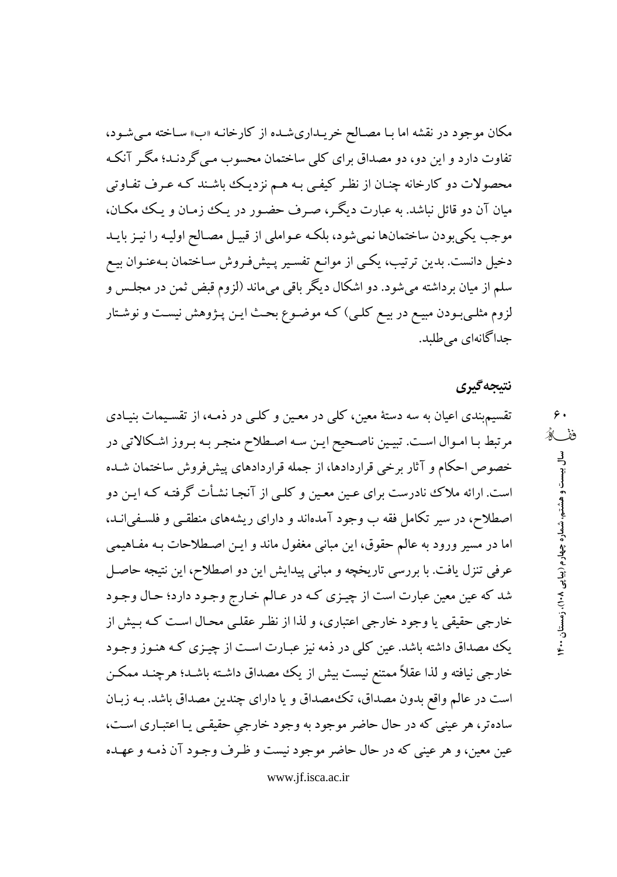مکان موجود در نقشه اما با مصالح خریداری‌شده از کارخانه «ب» ساخته می‌شود، تفاوت دارد و این دو، دو مصداق برای کلی ساختمان محسوب می‌گردند؛ مگر آنکه محصولات دو کارخانه چنان از نظر کیفی به هم نزدیک باشند که عرف تفاوتی میان آن دو قائل نباشد. به عبارت دیگر، صرف حضور در یک زمان و یک مکان، موجب یکی‌بودن ساختمان‌ها نمی‌شود، بلکه عواملی از قبیل مصالح اولیه را نیز باید دخیل دانست. بدین ترتیب، یکی از موانع تفسیر پیش‌فروش ساختمان به‌عنوان بیع سلم از میان برداشته می‌شود. دو اشکال دیگر باقی می‌ماند (لزوم قبض ثمن در مجلس و لزوم مثلی‌بودن مبیع در بیع کلی) که موضوع بحث این پژوهش نیست و نوشتار جداگانه‌ای می‌طلبد.

## نتیجه‌گیری

تقسیم‌بندی اعیان به سه دستهٔ معین، کلی در معین و کلی در ذمه، از تقسیمات بنیادی مرتبط با اموال است. تبیین ناصحیح این سه اصطلاح منجر به بروز اشکالاتی در خصوص احکام و آثار برخی قراردادها، از جمله قراردادهای پیش‌فروش ساختمان شده است. ارائه ملاک نادرست برای عین معین و کلی از آنجا نشأت گرفته که این دو اصطلاح، در سیر تکامل فقه به وجود آمده‌اند و دارای ریشه‌های منطقی و فلسفی‌اند، اما در مسیر ورود به عالم حقوق، این مبانی مغفول ماند و این اصطلاحات به مفاهیمی عرفی تنزل یافت. با بررسی تاریخچه و مبانی پیدایش این دو اصطلاح، این نتیجه حاصل شد که عین معین عبارت است از چیزی که در عالم خارج وجود دارد؛ حال وجود خارجی حقیقی یا وجود خارجی اعتباری، و لذا از نظر عقلی محال است که بیش از یک مصداق داشته باشد. عین کلی در ذمه نیز عبارت است از چیزی که هنوز وجود خارجی نیافته و لذا عقلاً ممتنع نیست بیش از یک مصداق داشته باشد؛ هرچند ممکن است در عالم واقع بدون مصداق، تک‌مصداق و یا دارای چندین مصداق باشد. به زبان ساده‌تر، هر عینی که در حال حاضر موجود به وجود خارجیِ حقیقی یا اعتباری است، عین معین، و هر عینی که در حال حاضر موجود نیست و ظرف وجود آن ذمه و عهده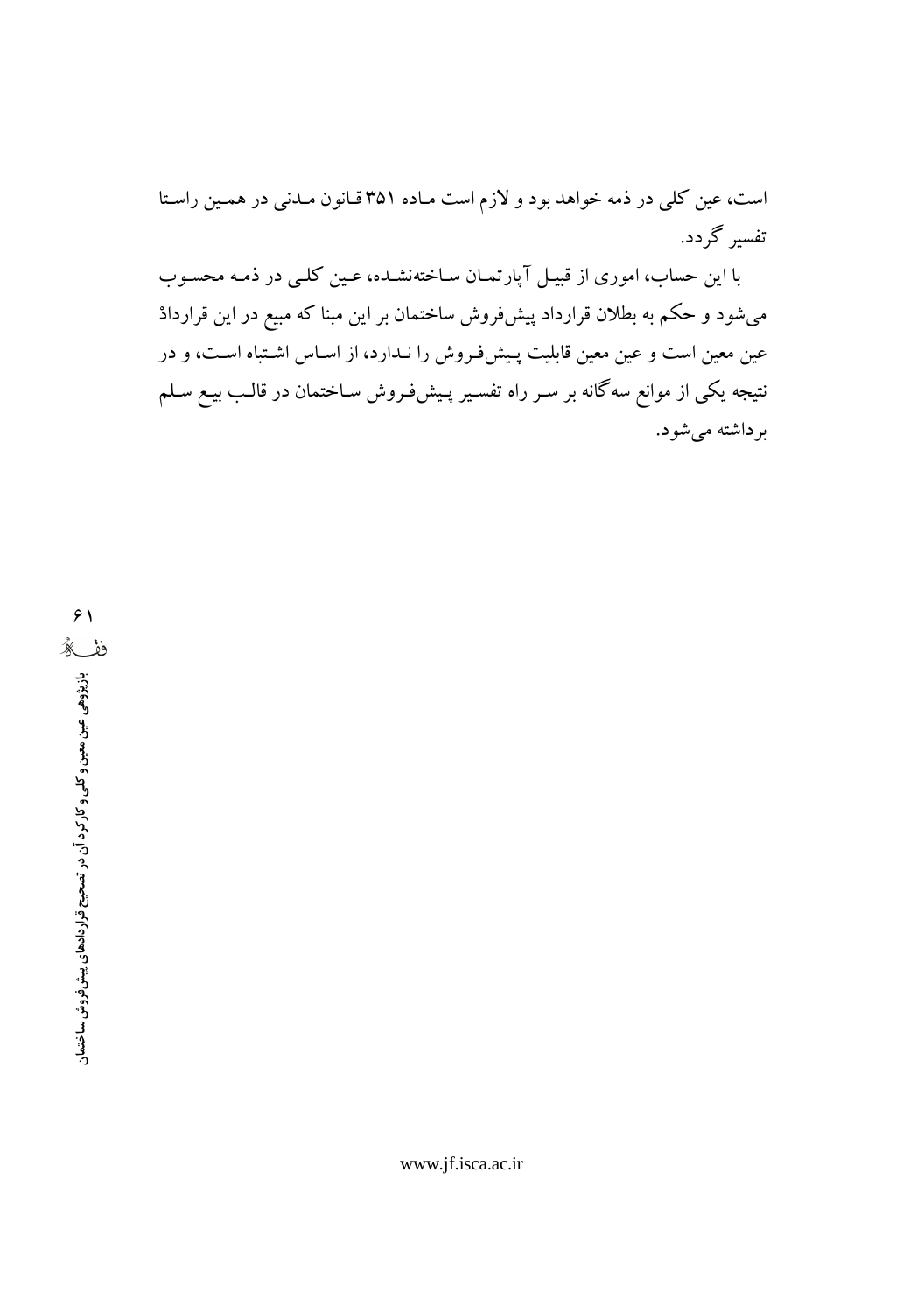است، عین کلی در ذمه خواهد بود و لازم است ماده ۳۵۱ قانون مدنی در همین راستا تفسیر گردد.

با این حساب، اموری از قبیل آپارتمان ساخته‌نشده، عین کلی در ذمه محسوب می‌شود و حکم به بطلان قرارداد پیش‌فروش ساختمان بر این مبنا که مبیع در این قرارداد عین معین است و عین معین قابلیت پیش‌فروش را ندارد، از اساس اشتباه است، و در نتیجه یکی از موانع سه‌گانه بر سر راه تفسیر پیش‌فروش ساختمان در قالب بیع سلم برداشته می‌شود.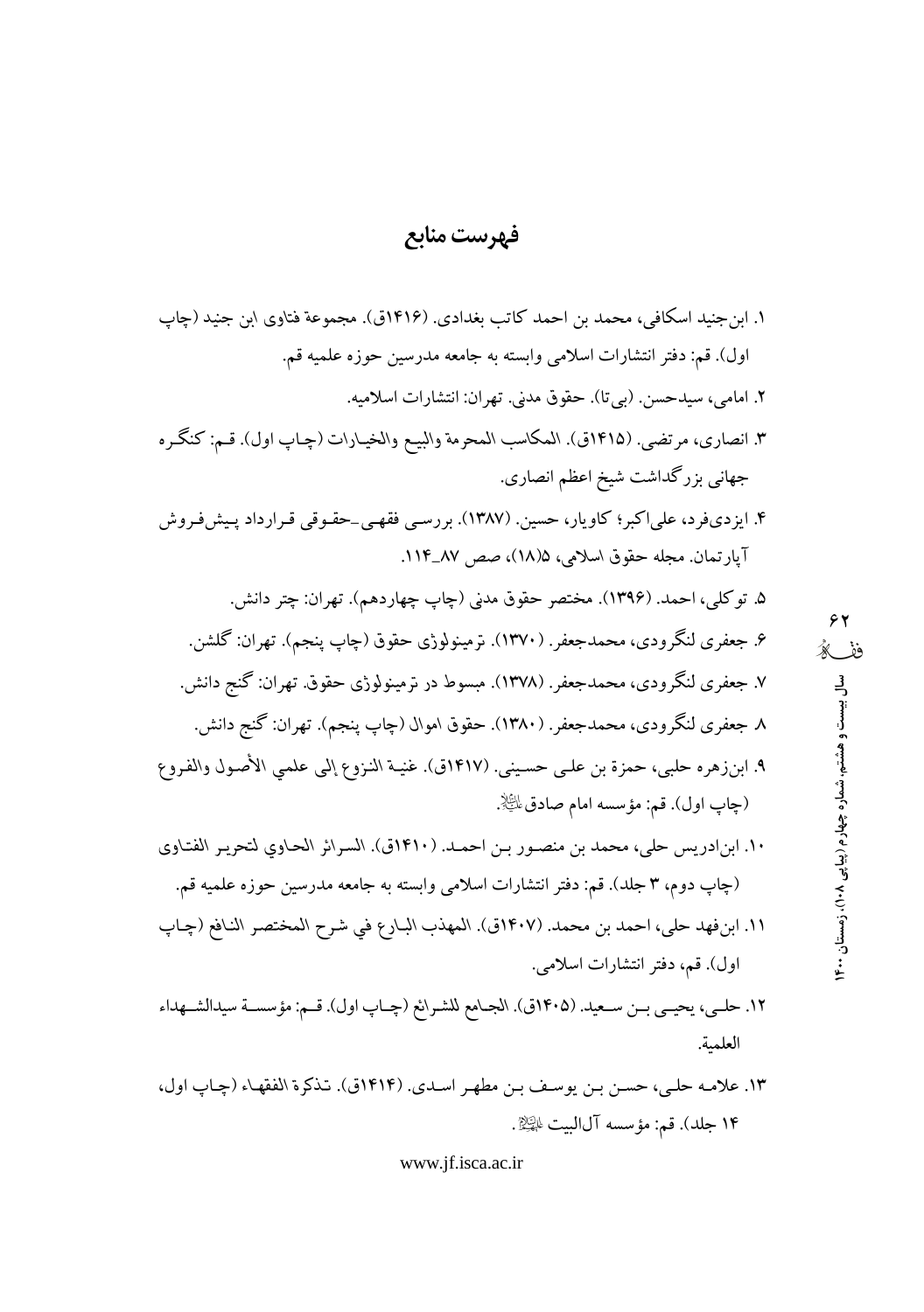# فهرست منابع

۱. ابن‌جنید اسکافی، محمد بن احمد کاتب بغدادی. (۱۴۱۶ق). مجموعة فتاوی ابن جنید (چاپ اول). قم: دفتر انتشارات اسلامی وابسته به جامعه مدرسین حوزه علمیه قم.

۲. امامی، سیدحسن. (بی‌تا). حقوق مدنی. تهران: انتشارات اسلامیه.

۳. انصاری، مرتضی. (۱۴۱۵ق). المکاسب المحرمة والبیع والخیارات (چاپ اول). قم: کنگره جهانی بزرگداشت شیخ اعظم انصاری.

۴. ایزدی‌فرد، علی‌اکبر؛ کاویار، حسین. (۱۳۸۷). بررسی فقهی-حقوقی قرارداد پیش‌فروش آپارتمان. مجله حقوق اسلامی، ۵(۱۸)، صص ۸۷_۱۱۴.

۵. توکلی، احمد. (۱۳۹۶). مختصر حقوق مدنی (چاپ چهاردهم). تهران: چتر دانش.

۶. جعفری لنگرودی، محمدجعفر. (۱۳۷۰). ترمینولوژی حقوق (چاپ پنجم). تهران: گلشن.

۷. جعفری لنگرودی، محمدجعفر. (۱۳۷۸). مبسوط در ترمینولوژی حقوق. تهران: گنج دانش.

۸. جعفری لنگرودی، محمدجعفر. (۱۳۸۰). حقوق اموال (چاپ پنجم). تهران: گنج دانش.

۹. ابن‌زهره حلبی، حمزة بن علی حسینی. (۱۴۱۷ق). غنیة النزوع إلی علمي الأصول والفروع (چاپ اول). قم: مؤسسه امام صادق علیه‌السلام.

۱۰. ابن‌ادریس حلی، محمد بن منصور بن احمد. (۱۴۱۰ق). السرائر الحاوي لتحریر الفتاوی (چاپ دوم، ۳ جلد). قم: دفتر انتشارات اسلامی وابسته به جامعه مدرسین حوزه علمیه قم.

۱۱. ابن‌فهد حلی، احمد بن محمد. (۱۴۰۷ق). المهذب البارع في شرح المختصر النافع (چاپ اول). قم، دفتر انتشارات اسلامی.

۱۲. حلی، یحیی بن سعید. (۱۴۰۵ق). الجامع للشرائع (چاپ اول). قم: مؤسسة سیدالشهداء العلمیة.

۱۳. علامه حلی، حسن بن یوسف بن مطهر اسدی. (۱۴۱۴ق). تذکرة الفقهاء (چاپ اول، ۱۴ جلد). قم: مؤسسه آل‌البیت علیهم‌السلام.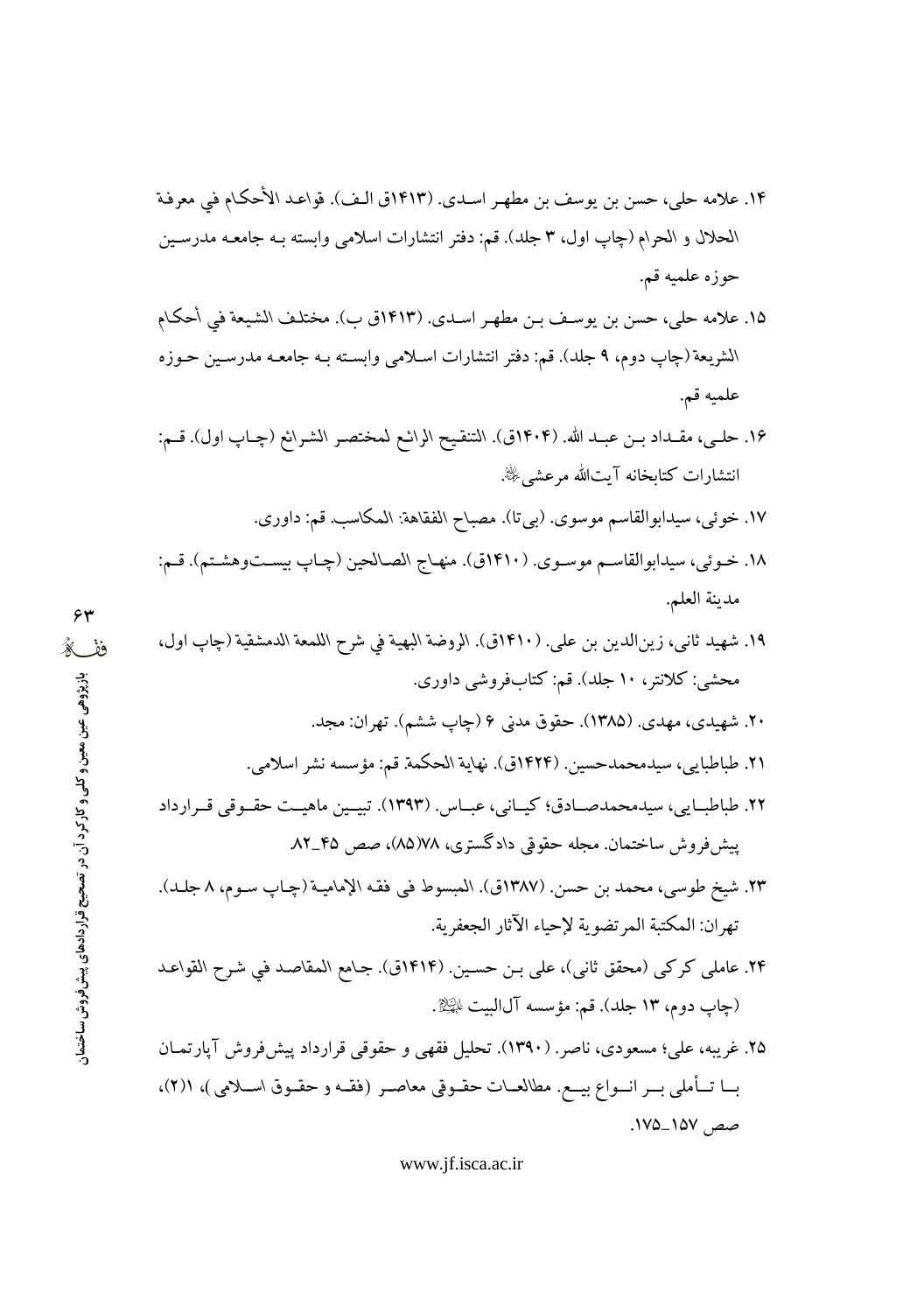۱۴. علامه حلی، حسن بن یوسف بن مطهر اسدی. (۱۴۱۳ق الف). قواعد الأحکام في معرفة الحلال و الحرام (چاپ اول، ۳ جلد). قم: دفتر انتشارات اسلامی وابسته به جامعه مدرسین حوزه علمیه قم.

۱۵. علامه حلی، حسن بن یوسف بن مطهر اسدی. (۱۴۱۳ق ب). مختلف الشیعة في أحکام الشریعة (چاپ دوم، ۹ جلد). قم: دفتر انتشارات اسلامی وابسته به جامعه مدرسین حوزه علمیه قم.

۱۶. حلی، مقداد بن عبد الله. (۱۴۰۴ق). التنقیح الرائع لمختصر الشرائع (چاپ اول). قم: انتشارات کتابخانه آیت‌الله مرعشی.

۱۷. خوئی، سیدابوالقاسم موسوی. (بی‌تا). مصباح الفقاهة: المکاسب. قم: داوری.

۱۸. خوئی، سیدابوالقاسم موسوی. (۱۴۱۰ق). منهاج الصالحین (چاپ بیست‌وهشتم). قم: مدینة العلم.

۱۹. شهید ثانی، زین‌الدین بن علی. (۱۴۱۰ق). الروضة البهیة في شرح اللمعة الدمشقیة (چاپ اول، محشی: کلانتر، ۱۰ جلد). قم: کتاب‌فروشی داوری.

۲۰. شهیدی، مهدی. (۱۳۸۵). حقوق مدنی ۶ (چاپ ششم). تهران: مجد.

۲۱. طباطبایی، سیدمحمدحسین. (۱۴۲۴ق). نهایة الحکمة. قم: مؤسسه نشر اسلامی.

۲۲. طباطبایی، سیدمحمدصادق؛ کیانی، عباس. (۱۳۹۳). تبیین ماهیت حقوقی قرارداد پیش‌فروش ساختمان. مجله حقوقی دادگستری، ۷۸(۸۵)، صص ۴۵ـ۸۲.

۲۳. شیخ طوسی، محمد بن حسن. (۱۳۸۷ق). المبسوط فی فقه الإمامیة (چاپ سوم، ۸ جلد). تهران: المکتبة المرتضویة لإحیاء الآثار الجعفریة.

۲۴. عاملی کرکی (محقق ثانی)، علی بن حسین. (۱۴۱۴ق). جامع المقاصد في شرح القواعد (چاپ دوم، ۱۳ جلد). قم: مؤسسه آل‌البیت.

۲۵. غریبه، علی؛ مسعودی، ناصر. (۱۳۹۰). تحلیل فقهی و حقوقی قرارداد پیش‌فروش آپارتمان با تأملی بر انواع بیع. مطالعات حقوقی معاصر (فقه و حقوق اسلامی)، ۱(۲)، صص ۱۵۷ـ۱۷۵.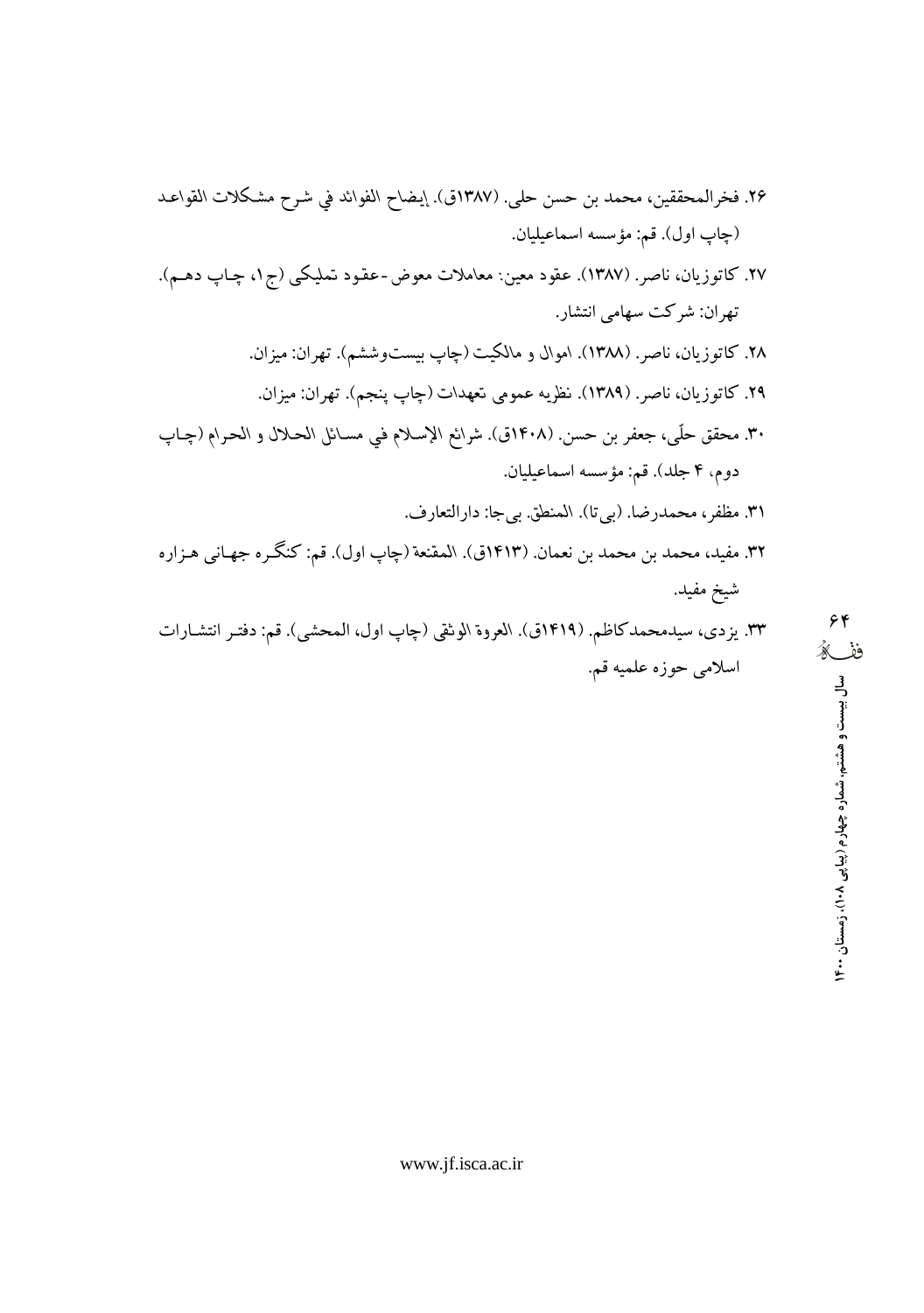۲۶. فخرالمحققین، محمد بن حسن حلی. (۱۳۸۷ق). إیضاح الفوائد في شرح مشکلات القواعد (چاپ اول). قم: مؤسسه اسماعیلیان.

۲۷. کاتوزیان، ناصر. (۱۳۸۷). عقود معین: معاملات معوض-عقود تملیکی (ج۱، چاپ دهم). تهران: شرکت سهامی انتشار.

۲۸. کاتوزیان، ناصر. (۱۳۸۸). اموال و مالکیت (چاپ بیست‌وششم). تهران: میزان.

۲۹. کاتوزیان، ناصر. (۱۳۸۹). نظریه عمومی تعهدات (چاپ پنجم). تهران: میزان.

۳۰. محقق حلّی، جعفر بن حسن. (۱۴۰۸ق). شرائع الإسلام في مسائل الحلال و الحرام (چاپ دوم، ۴ جلد). قم: مؤسسه اسماعیلیان.

۳۱. مظفر، محمدرضا. (بی‌تا). المنطق. بی‌جا: دارالتعارف.

۳۲. مفید، محمد بن محمد بن نعمان. (۱۴۱۳ق). المقنعة (چاپ اول). قم: کنگره جهانی هزاره شیخ مفید.

۳۳. یزدی، سیدمحمدکاظم. (۱۴۱۹ق). العروة الوثقی (چاپ اول، المحشی). قم: دفتر انتشارات اسلامی حوزه علمیه قم.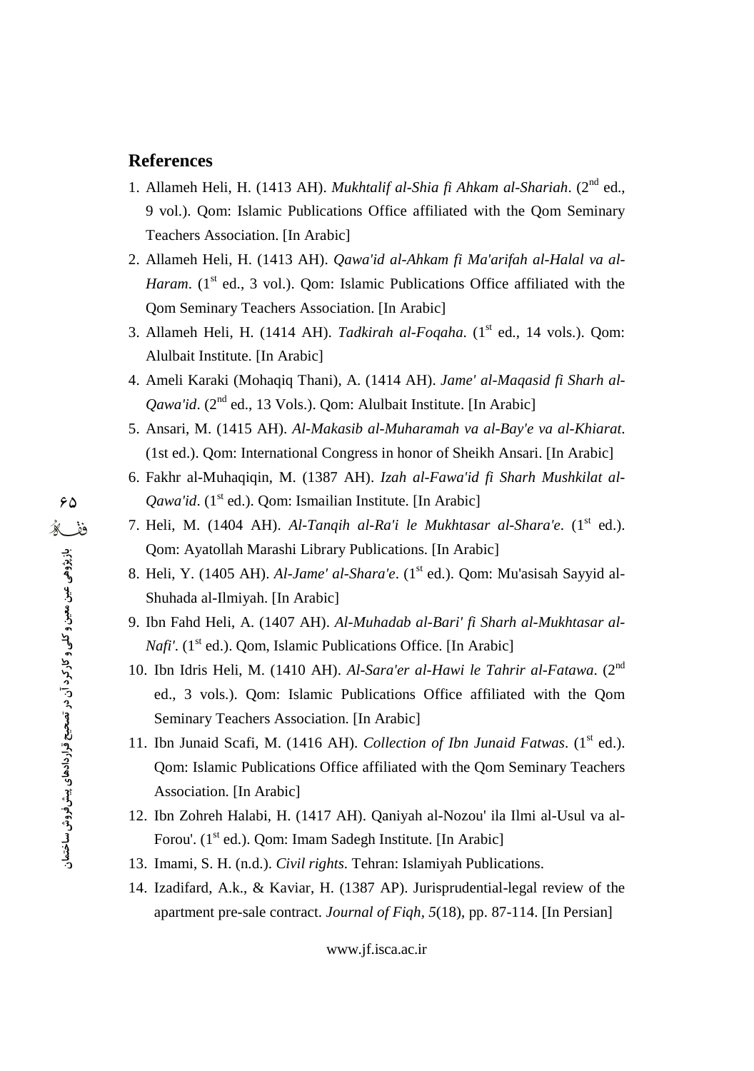## References

1. Allameh Heli, H. (1413 AH). *Mukhtalif al-Shia fi Ahkam al-Shariah*. (2nd ed., 9 vol.). Qom: Islamic Publications Office affiliated with the Qom Seminary Teachers Association. [In Arabic]
2. Allameh Heli, H. (1413 AH). *Qawa'id al-Ahkam fi Ma'arifah al-Halal va al-Haram*. (1st ed., 3 vol.). Qom: Islamic Publications Office affiliated with the Qom Seminary Teachers Association. [In Arabic]
3. Allameh Heli, H. (1414 AH). *Tadkirah al-Foqaha*. (1st ed., 14 vols.). Qom: Alulbait Institute. [In Arabic]
4. Ameli Karaki (Mohaqiq Thani), A. (1414 AH). *Jame' al-Maqasid fi Sharh al-Qawa'id*. (2nd ed., 13 Vols.). Qom: Alulbait Institute. [In Arabic]
5. Ansari, M. (1415 AH). *Al-Makasib al-Muharamah va al-Bay'e va al-Khiarat*. (1st ed.). Qom: International Congress in honor of Sheikh Ansari. [In Arabic]
6. Fakhr al-Muhaqiqin, M. (1387 AH). *Izah al-Fawa'id fi Sharh Mushkilat al-Qawa'id*. (1st ed.). Qom: Ismailian Institute. [In Arabic]
7. Heli, M. (1404 AH). *Al-Tanqih al-Ra'i le Mukhtasar al-Shara'e*. (1st ed.). Qom: Ayatollah Marashi Library Publications. [In Arabic]
8. Heli, Y. (1405 AH). *Al-Jame' al-Shara'e*. (1st ed.). Qom: Mu'asisah Sayyid al-Shuhada al-Ilmiyah. [In Arabic]
9. Ibn Fahd Heli, A. (1407 AH). *Al-Muhadab al-Bari' fi Sharh al-Mukhtasar al-Nafi'*. (1st ed.). Qom, Islamic Publications Office. [In Arabic]
10. Ibn Idris Heli, M. (1410 AH). *Al-Sara'er al-Hawi le Tahrir al-Fatawa*. (2nd ed., 3 vols.). Qom: Islamic Publications Office affiliated with the Qom Seminary Teachers Association. [In Arabic]
11. Ibn Junaid Scafi, M. (1416 AH). *Collection of Ibn Junaid Fatwas*. (1st ed.). Qom: Islamic Publications Office affiliated with the Qom Seminary Teachers Association. [In Arabic]
12. Ibn Zohreh Halabi, H. (1417 AH). Qaniyah al-Nozou' ila Ilmi al-Usul va al-Forou'. (1st ed.). Qom: Imam Sadegh Institute. [In Arabic]
13. Imami, S. H. (n.d.). *Civil rights*. Tehran: Islamiyah Publications.
14. Izadifard, A.k., & Kaviar, H. (1387 AP). Jurisprudential-legal review of the apartment pre-sale contract. *Journal of Fiqh*, *5*(18), pp. 87-114. [In Persian]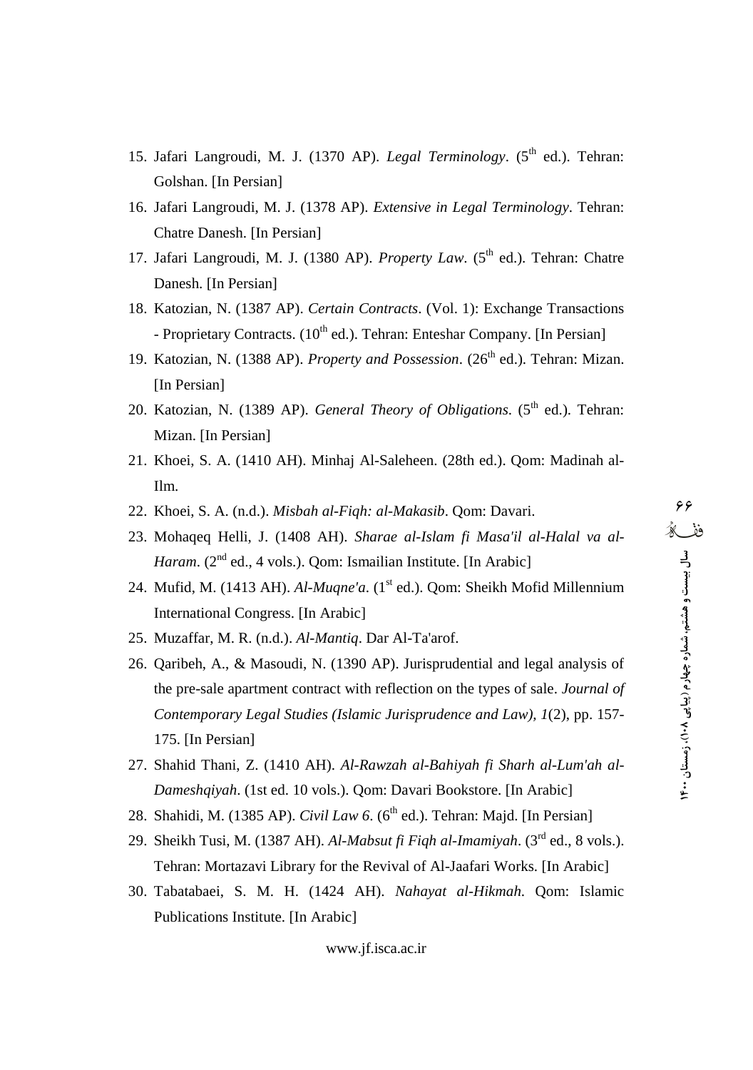15. Jafari Langroudi, M. J. (1370 AP). *Legal Terminology*. (5th ed.). Tehran: Golshan. [In Persian]
16. Jafari Langroudi, M. J. (1378 AP). *Extensive in Legal Terminology*. Tehran: Chatre Danesh. [In Persian]
17. Jafari Langroudi, M. J. (1380 AP). *Property Law*. (5th ed.). Tehran: Chatre Danesh. [In Persian]
18. Katozian, N. (1387 AP). *Certain Contracts*. (Vol. 1): Exchange Transactions - Proprietary Contracts. (10th ed.). Tehran: Enteshar Company. [In Persian]
19. Katozian, N. (1388 AP). *Property and Possession*. (26th ed.). Tehran: Mizan. [In Persian]
20. Katozian, N. (1389 AP). *General Theory of Obligations*. (5th ed.). Tehran: Mizan. [In Persian]
21. Khoei, S. A. (1410 AH). Minhaj Al-Saleheen. (28th ed.). Qom: Madinah al-Ilm.
22. Khoei, S. A. (n.d.). *Misbah al-Fiqh: al-Makasib*. Qom: Davari.
23. Mohaqeq Helli, J. (1408 AH). *Sharae al-Islam fi Masa'il al-Halal va al-Haram*. (2nd ed., 4 vols.). Qom: Ismailian Institute. [In Arabic]
24. Mufid, M. (1413 AH). *Al-Muqne'a*. (1st ed.). Qom: Sheikh Mofid Millennium International Congress. [In Arabic]
25. Muzaffar, M. R. (n.d.). *Al-Mantiq*. Dar Al-Ta'arof.
26. Qaribeh, A., & Masoudi, N. (1390 AP). Jurisprudential and legal analysis of the pre-sale apartment contract with reflection on the types of sale. *Journal of Contemporary Legal Studies (Islamic Jurisprudence and Law), 1*(2), pp. 157-175. [In Persian]
27. Shahid Thani, Z. (1410 AH). *Al-Rawzah al-Bahiyah fi Sharh al-Lum'ah al-Dameshqiyah*. (1st ed. 10 vols.). Qom: Davari Bookstore. [In Arabic]
28. Shahidi, M. (1385 AP). *Civil Law 6*. (6th ed.). Tehran: Majd. [In Persian]
29. Sheikh Tusi, M. (1387 AH). *Al-Mabsut fi Fiqh al-Imamiyah*. (3rd ed., 8 vols.). Tehran: Mortazavi Library for the Revival of Al-Jaafari Works. [In Arabic]
30. Tabatabaei, S. M. H. (1424 AH). *Nahayat al-Hikmah.* Qom: Islamic Publications Institute. [In Arabic]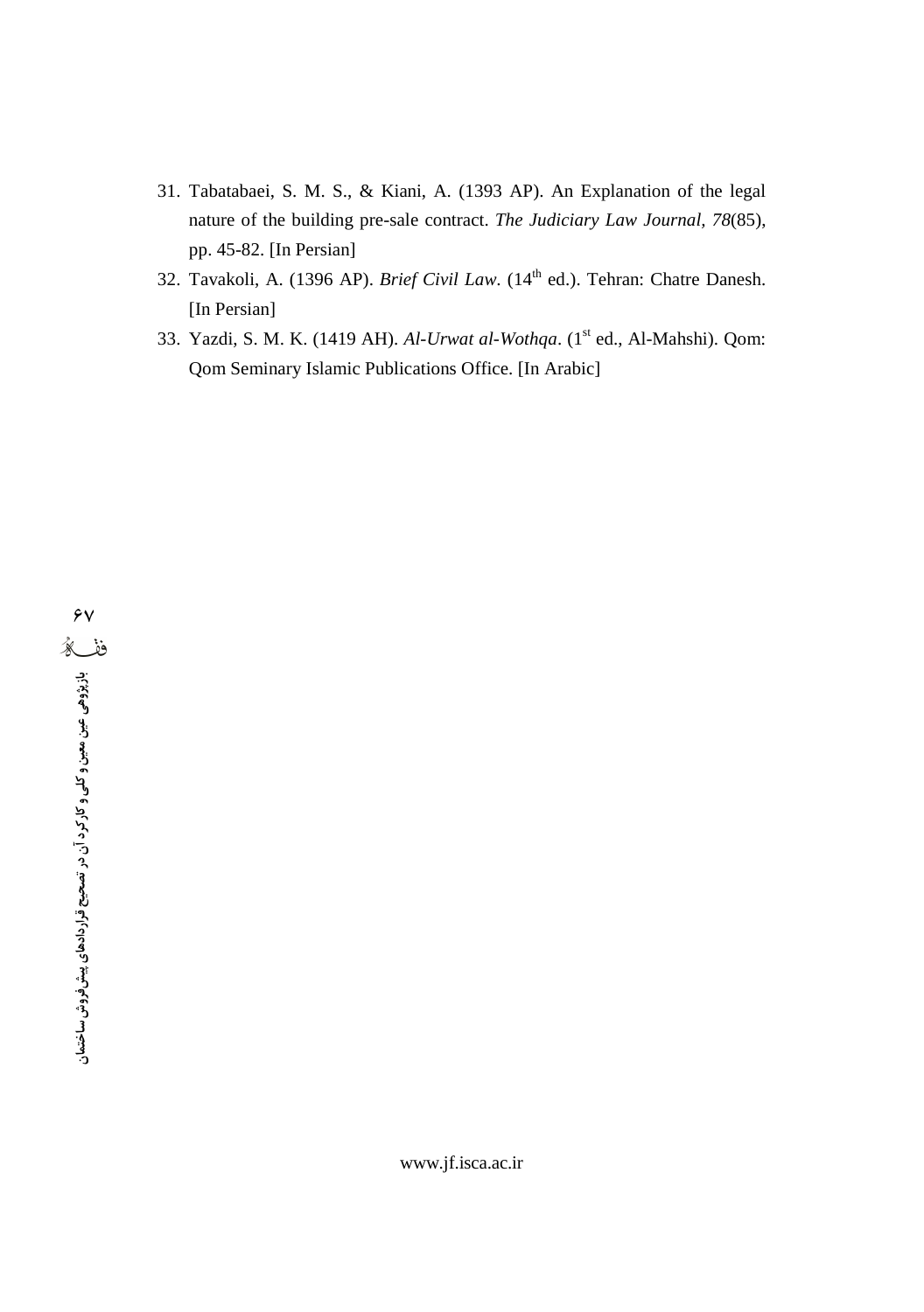31. Tabatabaei, S. M. S., & Kiani, A. (1393 AP). An Explanation of the legal nature of the building pre-sale contract. *The Judiciary Law Journal, 78*(85), pp. 45-82. [In Persian]
32. Tavakoli, A. (1396 AP). *Brief Civil Law*. (14th ed.). Tehran: Chatre Danesh. [In Persian]
33. Yazdi, S. M. K. (1419 AH). *Al-Urwat al-Wothqa*. (1st ed., Al-Mahshi). Qom: Qom Seminary Islamic Publications Office. [In Arabic]